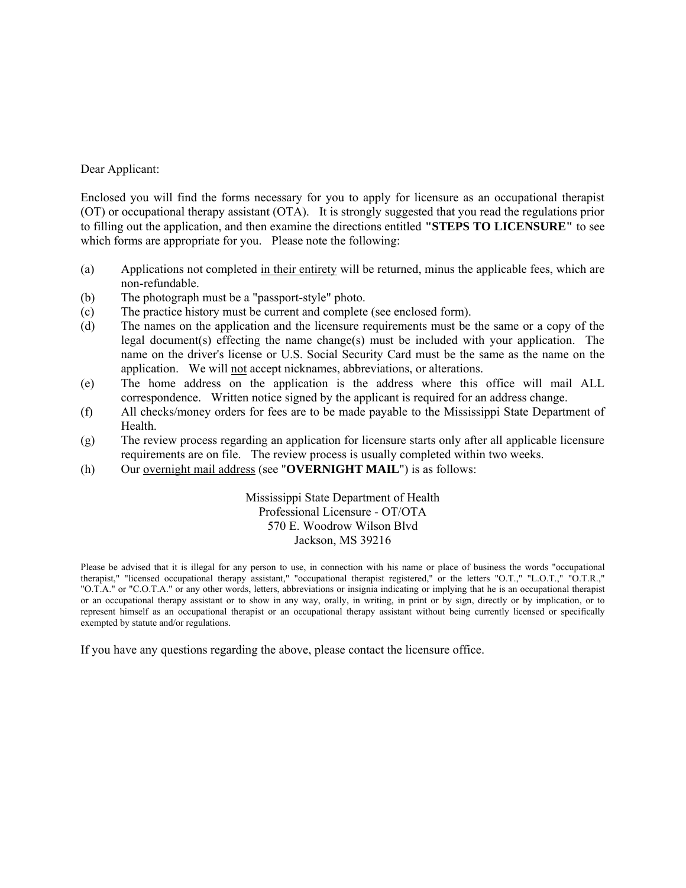Dear Applicant:

Enclosed you will find the forms necessary for you to apply for licensure as an occupational therapist (OT) or occupational therapy assistant (OTA). It is strongly suggested that you read the regulations prior to filling out the application, and then examine the directions entitled **"STEPS TO LICENSURE"** to see which forms are appropriate for you. Please note the following:

(a) Applications not completed <u>in their entirety</u> will be returned, minus the applicable fees, which are non-refundable.

(b) The photograph must be a "passport-style" photo.

(c) The practice history must be current and complete (see enclosed form).

(d) The names on the application and the licensure requirements must be the same or a copy of the legal document(s) effecting the name change(s) must be included with your application. The name on the driver's license or U.S. Social Security Card must be the same as the name on the application. We will <u>not</u> accept nicknames, abbreviations, or alterations.

(e) The home address on the application is the address where this office will mail ALL correspondence. Written notice signed by the applicant is required for an address change.

(f) All checks/money orders for fees are to be made payable to the Mississippi State Department of Health.

(g) The review process regarding an application for licensure starts only after all applicable licensure requirements are on file. The review process is usually completed within two weeks.

(h) Our <u>overnight mail address</u> (see "**OVERNIGHT MAIL**") is as follows:

Mississippi State Department of Health  
Professional Licensure - OT/OTA  
570 E. Woodrow Wilson Blvd  
Jackson, MS 39216

Please be advised that it is illegal for any person to use, in connection with his name or place of business the words "occupational therapist," "licensed occupational therapy assistant," "occupational therapist registered," or the letters "O.T.," "L.O.T.," "O.T.R.," "O.T.A." or "C.O.T.A." or any other words, letters, abbreviations or insignia indicating or implying that he is an occupational therapist or an occupational therapy assistant or to show in any way, orally, in writing, in print or by sign, directly or by implication, or to represent himself as an occupational therapist or an occupational therapy assistant without being currently licensed or specifically exempted by statute and/or regulations.

If you have any questions regarding the above, please contact the licensure office.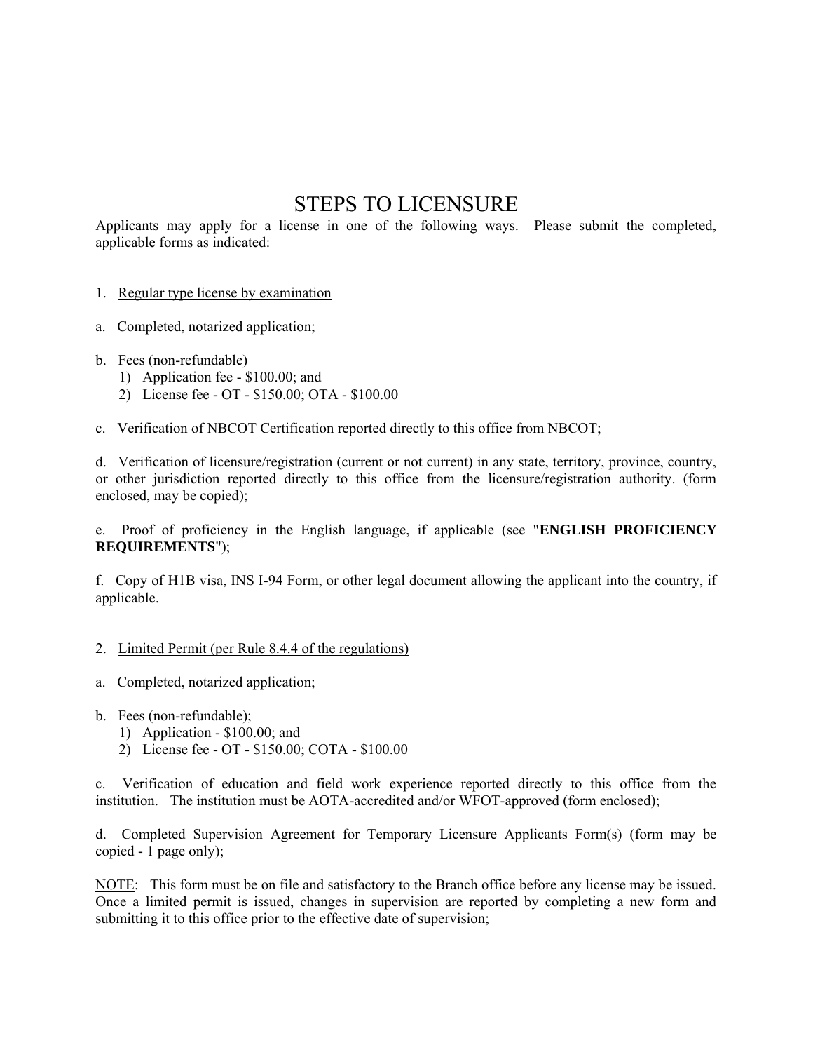# STEPS TO LICENSURE

Applicants may apply for a license in one of the following ways. Please submit the completed, applicable forms as indicated:

1. <u>Regular type license by examination</u>

a. Completed, notarized application;

b. Fees (non-refundable)
   1) Application fee - $100.00; and
   2) License fee - OT - $150.00; OTA - $100.00

c. Verification of NBCOT Certification reported directly to this office from NBCOT;

d. Verification of licensure/registration (current or not current) in any state, territory, province, country, or other jurisdiction reported directly to this office from the licensure/registration authority. (form enclosed, may be copied);

e. Proof of proficiency in the English language, if applicable (see "**ENGLISH PROFICIENCY REQUIREMENTS**");

f. Copy of H1B visa, INS I-94 Form, or other legal document allowing the applicant into the country, if applicable.

2. <u>Limited Permit (per Rule 8.4.4 of the regulations)</u>

a. Completed, notarized application;

b. Fees (non-refundable);
   1) Application - $100.00; and
   2) License fee - OT - $150.00; COTA - $100.00

c. Verification of education and field work experience reported directly to this office from the institution. The institution must be AOTA-accredited and/or WFOT-approved (form enclosed);

d. Completed Supervision Agreement for Temporary Licensure Applicants Form(s) (form may be copied - 1 page only);

<u>NOTE</u>: This form must be on file and satisfactory to the Branch office before any license may be issued. Once a limited permit is issued, changes in supervision are reported by completing a new form and submitting it to this office prior to the effective date of supervision;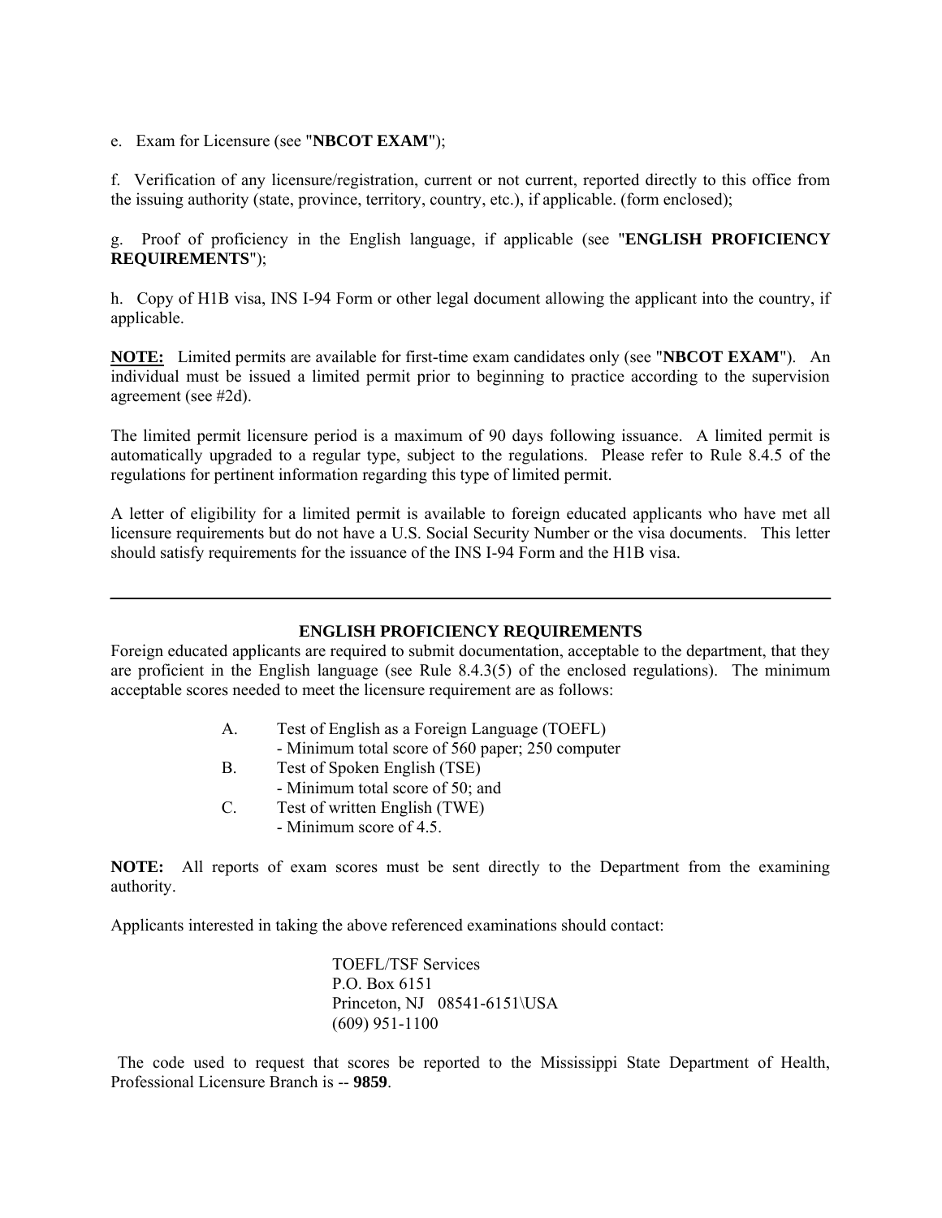e. Exam for Licensure (see "**NBCOT EXAM**");

f. Verification of any licensure/registration, current or not current, reported directly to this office from the issuing authority (state, province, territory, country, etc.), if applicable. (form enclosed);

g. Proof of proficiency in the English language, if applicable (see "**ENGLISH PROFICIENCY REQUIREMENTS**");

h. Copy of H1B visa, INS I-94 Form or other legal document allowing the applicant into the country, if applicable.

**NOTE:** Limited permits are available for first-time exam candidates only (see "**NBCOT EXAM**"). An individual must be issued a limited permit prior to beginning to practice according to the supervision agreement (see #2d).

The limited permit licensure period is a maximum of 90 days following issuance. A limited permit is automatically upgraded to a regular type, subject to the regulations. Please refer to Rule 8.4.5 of the regulations for pertinent information regarding this type of limited permit.

A letter of eligibility for a limited permit is available to foreign educated applicants who have met all licensure requirements but do not have a U.S. Social Security Number or the visa documents. This letter should satisfy requirements for the issuance of the INS I-94 Form and the H1B visa.

---

## ENGLISH PROFICIENCY REQUIREMENTS

Foreign educated applicants are required to submit documentation, acceptable to the department, that they are proficient in the English language (see Rule 8.4.3(5) of the enclosed regulations). The minimum acceptable scores needed to meet the licensure requirement are as follows:

A. Test of English as a Foreign Language (TOEFL)
   - Minimum total score of 560 paper; 250 computer

B. Test of Spoken English (TSE)
   - Minimum total score of 50; and

C. Test of written English (TWE)
   - Minimum score of 4.5.

**NOTE:** All reports of exam scores must be sent directly to the Department from the examining authority.

Applicants interested in taking the above referenced examinations should contact:

TOEFL/TSF Services
P.O. Box 6151
Princeton, NJ 08541-6151\USA
(609) 951-1100

The code used to request that scores be reported to the Mississippi State Department of Health, Professional Licensure Branch is -- **9859**.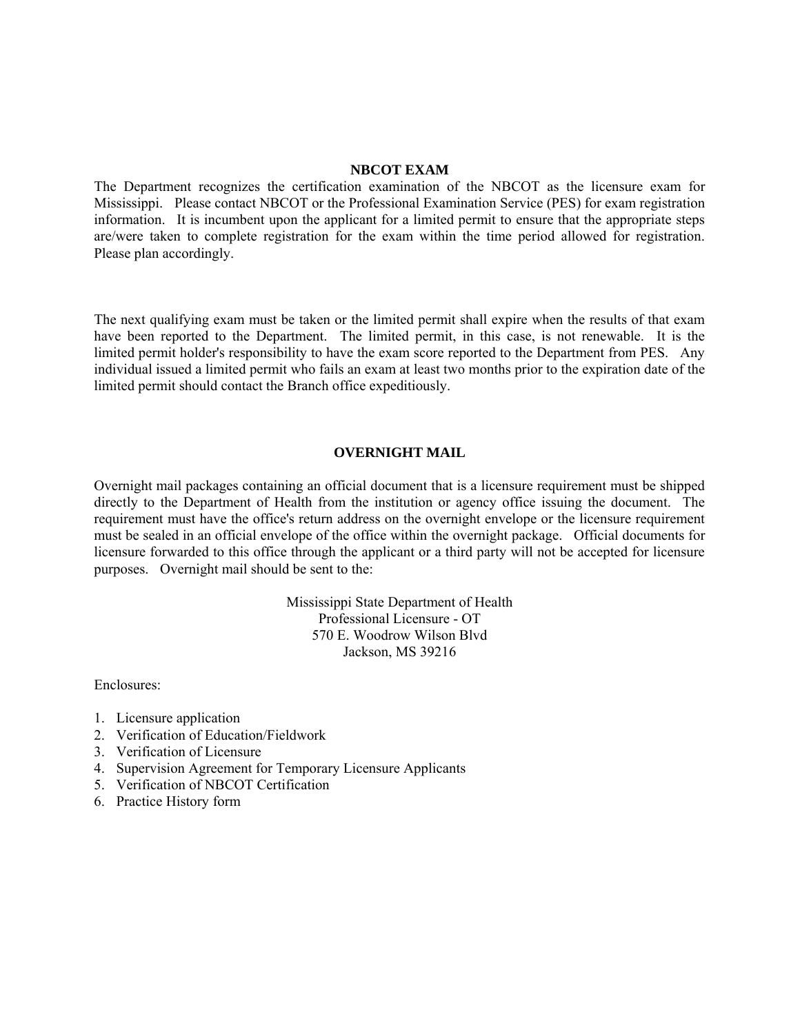## NBCOT EXAM

The Department recognizes the certification examination of the NBCOT as the licensure exam for Mississippi. Please contact NBCOT or the Professional Examination Service (PES) for exam registration information. It is incumbent upon the applicant for a limited permit to ensure that the appropriate steps are/were taken to complete registration for the exam within the time period allowed for registration. Please plan accordingly.

The next qualifying exam must be taken or the limited permit shall expire when the results of that exam have been reported to the Department. The limited permit, in this case, is not renewable. It is the limited permit holder's responsibility to have the exam score reported to the Department from PES. Any individual issued a limited permit who fails an exam at least two months prior to the expiration date of the limited permit should contact the Branch office expeditiously.

## OVERNIGHT MAIL

Overnight mail packages containing an official document that is a licensure requirement must be shipped directly to the Department of Health from the institution or agency office issuing the document. The requirement must have the office's return address on the overnight envelope or the licensure requirement must be sealed in an official envelope of the office within the overnight package. Official documents for licensure forwarded to this office through the applicant or a third party will not be accepted for licensure purposes. Overnight mail should be sent to the:

Mississippi State Department of Health
Professional Licensure - OT
570 E. Woodrow Wilson Blvd
Jackson, MS 39216

Enclosures:

1. Licensure application
2. Verification of Education/Fieldwork
3. Verification of Licensure
4. Supervision Agreement for Temporary Licensure Applicants
5. Verification of NBCOT Certification
6. Practice History form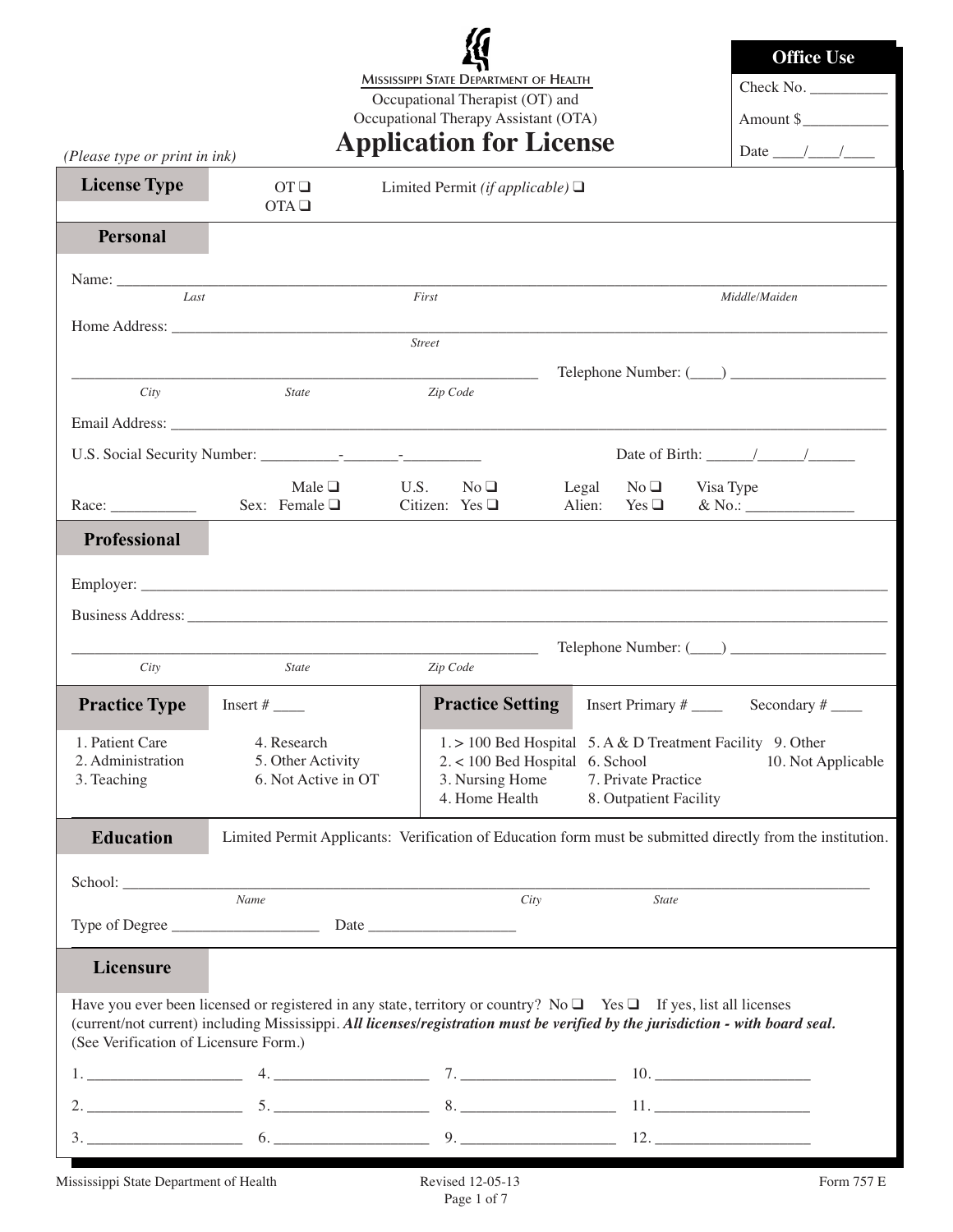MISSISSIPPI STATE DEPARTMENT OF HEALTH

Occupational Therapist (OT) and
Occupational Therapy Assistant (OTA)

# Application for License

*(Please type or print in ink)*

| Office Use |
|---|
| Check No. __________ |
| Amount $___________ |
| Date ____/____/____ |

## License Type

OT ❑
OTA ❑

Limited Permit *(if applicable)* ❑

## Personal

Name: ______________________________________________________________________
*Last* *First* *Middle/Maiden*

Home Address: ________________________________________________________________
*Street*

______________________________________________ Telephone Number: (____) ____________________
*City* *State* *Zip Code*

Email Address: ________________________________________________________________

U.S. Social Security Number: __________-_______-__________ Date of Birth: ______/______/______

Race: ___________ Sex: Male ❑ Female ❑ U.S. Citizen: No ❑ Yes ❑ Legal Alien: No ❑ Yes ❑ Visa Type & No.: _____________

## Professional

Employer: ____________________________________________________________________

Business Address: _____________________________________________________________

______________________________________________ Telephone Number: (____) ____________________
*City* *State* *Zip Code*

## Practice Type

Insert # ____

1. Patient Care
2. Administration
3. Teaching
4. Research
5. Other Activity
6. Not Active in OT

## Practice Setting

Insert Primary # ____ Secondary # ____

1. > 100 Bed Hospital
2. < 100 Bed Hospital
3. Nursing Home
4. Home Health
5. A & D Treatment Facility
6. School
7. Private Practice
8. Outpatient Facility
9. Other
10. Not Applicable

## Education

Limited Permit Applicants: Verification of Education form must be submitted directly from the institution.

School: ______________________________________________________________________
*Name* *City* *State*

Type of Degree ___________________ Date ___________________

## Licensure

Have you ever been licensed or registered in any state, territory or country? No ❑ Yes ❑ If yes, list all licenses (current/not current) including Mississippi. ***All licenses/registration must be verified by the jurisdiction - with board seal.*** (See Verification of Licensure Form.)

1. ____________________ 4. ____________________ 7. ____________________ 10. ____________________

2. ____________________ 5. ____________________ 8. ____________________ 11. ____________________

3. ____________________ 6. ____________________ 9. ____________________ 12. ____________________

Mississippi State Department of Health Revised 12-05-13 Form 757 E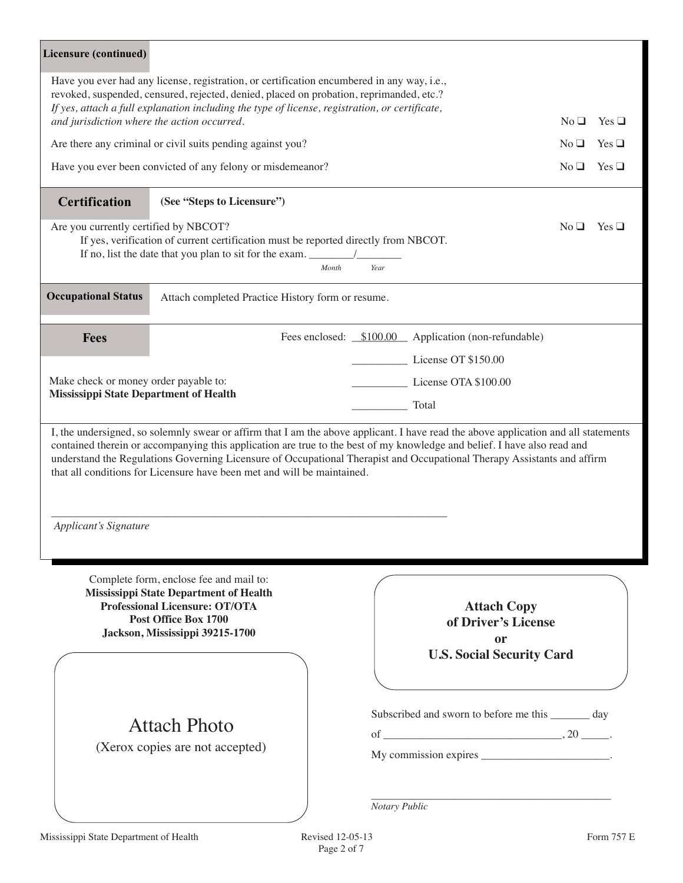## Licensure (continued)

Have you ever had any license, registration, or certification encumbered in any way, i.e., revoked, suspended, censured, rejected, denied, placed on probation, reprimanded, etc.?
*If yes, attach a full explanation including the type of license, registration, or certificate, and jurisdiction where the action occurred.* No ❑ Yes ❑

Are there any criminal or civil suits pending against you? No ❑ Yes ❑

Have you ever been convicted of any felony or misdemeanor? No ❑ Yes ❑

## Certification (See "Steps to Licensure")

Are you currently certified by NBCOT? No ❑ Yes ❑

If yes, verification of current certification must be reported directly from NBCOT.

If no, list the date that you plan to sit for the exam. ________/________
*Month Year*

## Occupational Status

Attach completed Practice History form or resume.

## Fees

Fees enclosed: \$100.00 Application (non-refundable)

__________ License OT \$150.00

__________ License OTA \$100.00

__________ Total

Make check or money order payable to:
**Mississippi State Department of Health**

I, the undersigned, so solemnly swear or affirm that I am the above applicant. I have read the above application and all statements contained therein or accompanying this application are true to the best of my knowledge and belief. I have also read and understand the Regulations Governing Licensure of Occupational Therapist and Occupational Therapy Assistants and affirm that all conditions for Licensure have been met and will be maintained.

_____________________________________________________________________
*Applicant's Signature*

Complete form, enclose fee and mail to:
**Mississippi State Department of Health**
**Professional Licensure: OT/OTA**
**Post Office Box 1700**
**Jackson, Mississippi 39215-1700**

**Attach Copy of Driver's License or U.S. Social Security Card**

Attach Photo
(Xerox copies are not accepted)

Subscribed and sworn to before me this _______ day of _______________________________, 20 _____.

My commission expires ______________________.

_____________________________________________
*Notary Public*

Mississippi State Department of Health — Revised 12-05-13 — Form 757 E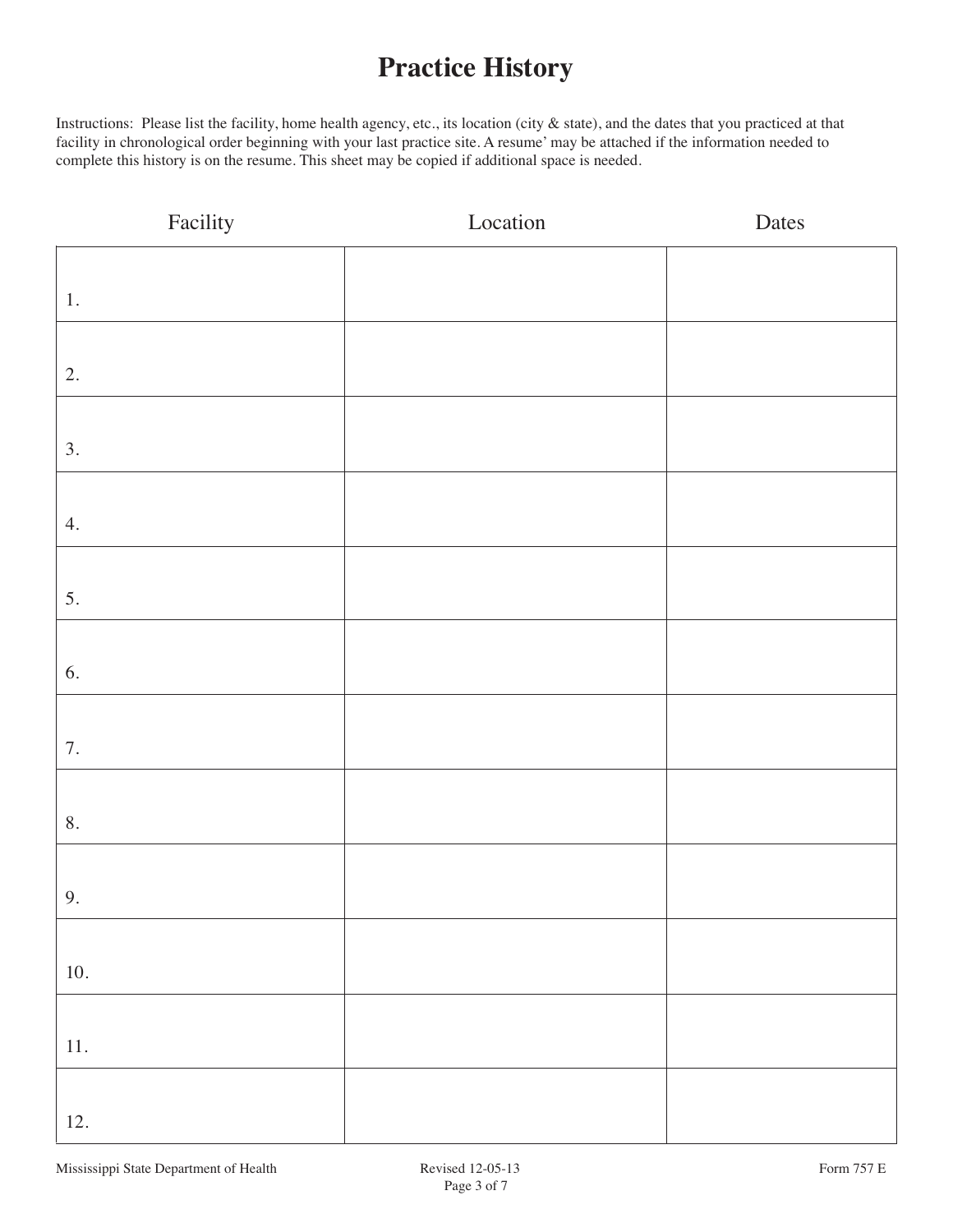# Practice History

Instructions: Please list the facility, home health agency, etc., its location (city & state), and the dates that you practiced at that facility in chronological order beginning with your last practice site. A resume' may be attached if the information needed to complete this history is on the resume. This sheet may be copied if additional space is needed.

| Facility | Location | Dates |
|---|---|---|
| 1. | | |
| 2. | | |
| 3. | | |
| 4. | | |
| 5. | | |
| 6. | | |
| 7. | | |
| 8. | | |
| 9. | | |
| 10. | | |
| 11. | | |
| 12. | | |

Mississippi State Department of Health — Revised 12-05-13 — Form 757 E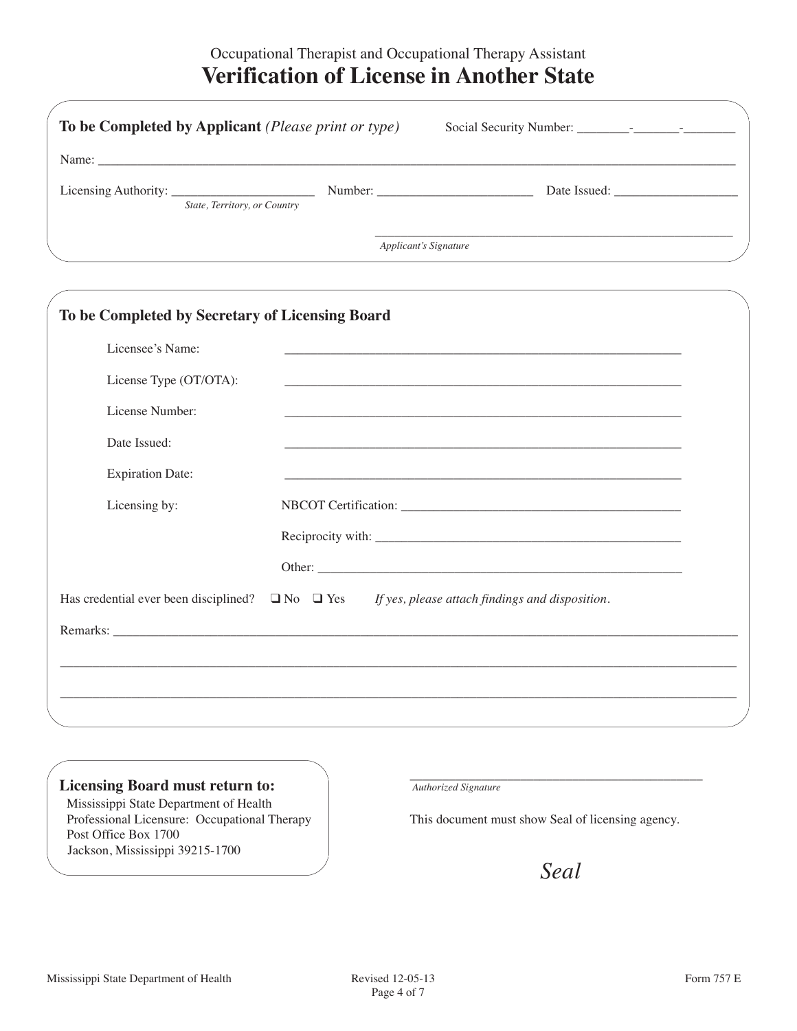Occupational Therapist and Occupational Therapy Assistant

# Verification of License in Another State

**To be Completed by Applicant** *(Please print or type)* Social Security Number: ________-_______-________

Name: ____________________________________________________________________________________________

Licensing Authority: ______________________ Number: ________________________ Date Issued: ___________________

*State, Territory, or Country*

_______________________________________________________

*Applicant's Signature*

**To be Completed by Secretary of Licensing Board**

Licensee's Name: ____________________________________________________________

License Type (OT/OTA): ____________________________________________________________

License Number: ____________________________________________________________

Date Issued: ____________________________________________________________

Expiration Date: ____________________________________________________________

Licensing by: NBCOT Certification: ____________________________________________

Reciprocity with: ____________________________________________

Other: ____________________________________________

Has credential ever been disciplined? ❑ No ❑ Yes *If yes, please attach findings and disposition.*

Remarks: ____________________________________________________________________________________________

____________________________________________________________________________________________

____________________________________________________________________________________________

**Licensing Board must return to:**

Mississippi State Department of Health
Professional Licensure: Occupational Therapy
Post Office Box 1700
Jackson, Mississippi 39215-1700

____________________________________________

*Authorized Signature*

This document must show Seal of licensing agency.

*Seal*

Mississippi State Department of Health Revised 12-05-13 Form 757 E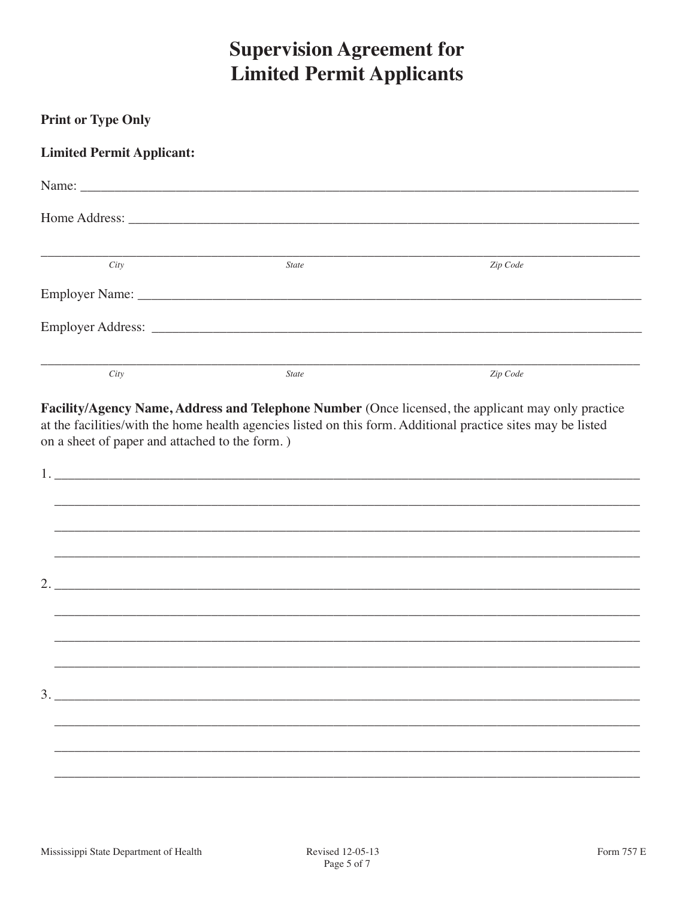# Supervision Agreement for Limited Permit Applicants

**Print or Type Only**

**Limited Permit Applicant:**

Name: ___________________________________________________________________________

Home Address: _____________________________________________________________________

_________________________________________________________________________________
*City* *State* *Zip Code*

Employer Name: ____________________________________________________________________

Employer Address: __________________________________________________________________

_________________________________________________________________________________
*City* *State* *Zip Code*

**Facility/Agency Name, Address and Telephone Number** (Once licensed, the applicant may only practice at the facilities/with the home health agencies listed on this form. Additional practice sites may be listed on a sheet of paper and attached to the form. )

1. _______________________________________________________________________________

_______________________________________________________________________________

_______________________________________________________________________________

_______________________________________________________________________________

2. _______________________________________________________________________________

_______________________________________________________________________________

_______________________________________________________________________________

_______________________________________________________________________________

3. _______________________________________________________________________________

_______________________________________________________________________________

_______________________________________________________________________________

_______________________________________________________________________________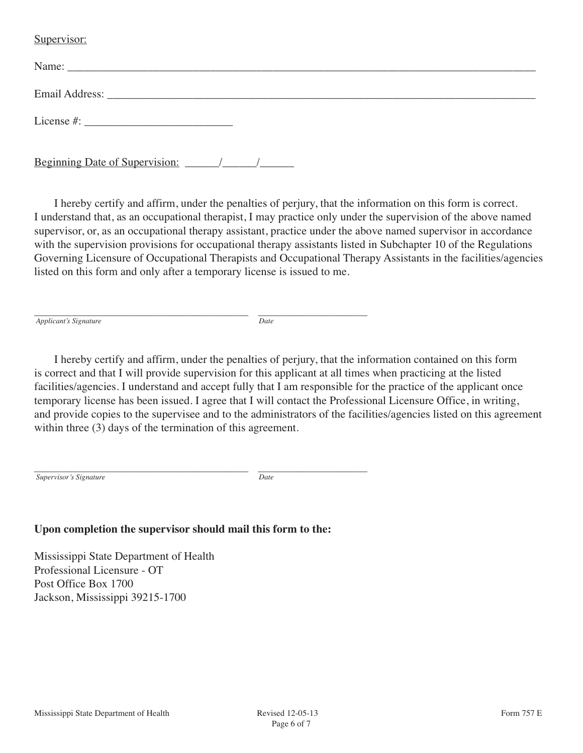Supervisor:

Name: ________________________________________________________________________________

Email Address: _________________________________________________________________________

License #: __________________________

Beginning Date of Supervision: ______/______/______

I hereby certify and affirm, under the penalties of perjury, that the information on this form is correct. I understand that, as an occupational therapist, I may practice only under the supervision of the above named supervisor, or, as an occupational therapy assistant, practice under the above named supervisor in accordance with the supervision provisions for occupational therapy assistants listed in Subchapter 10 of the Regulations Governing Licensure of Occupational Therapists and Occupational Therapy Assistants in the facilities/agencies listed on this form and only after a temporary license is issued to me.

___________________________________________ _____________________
*Applicant's Signature* *Date*

I hereby certify and affirm, under the penalties of perjury, that the information contained on this form is correct and that I will provide supervision for this applicant at all times when practicing at the listed facilities/agencies. I understand and accept fully that I am responsible for the practice of the applicant once temporary license has been issued. I agree that I will contact the Professional Licensure Office, in writing, and provide copies to the supervisee and to the administrators of the facilities/agencies listed on this agreement within three (3) days of the termination of this agreement.

___________________________________________ _____________________
*Supervisor's Signature* *Date*

**Upon completion the supervisor should mail this form to the:**

Mississippi State Department of Health
Professional Licensure - OT
Post Office Box 1700
Jackson, Mississippi 39215-1700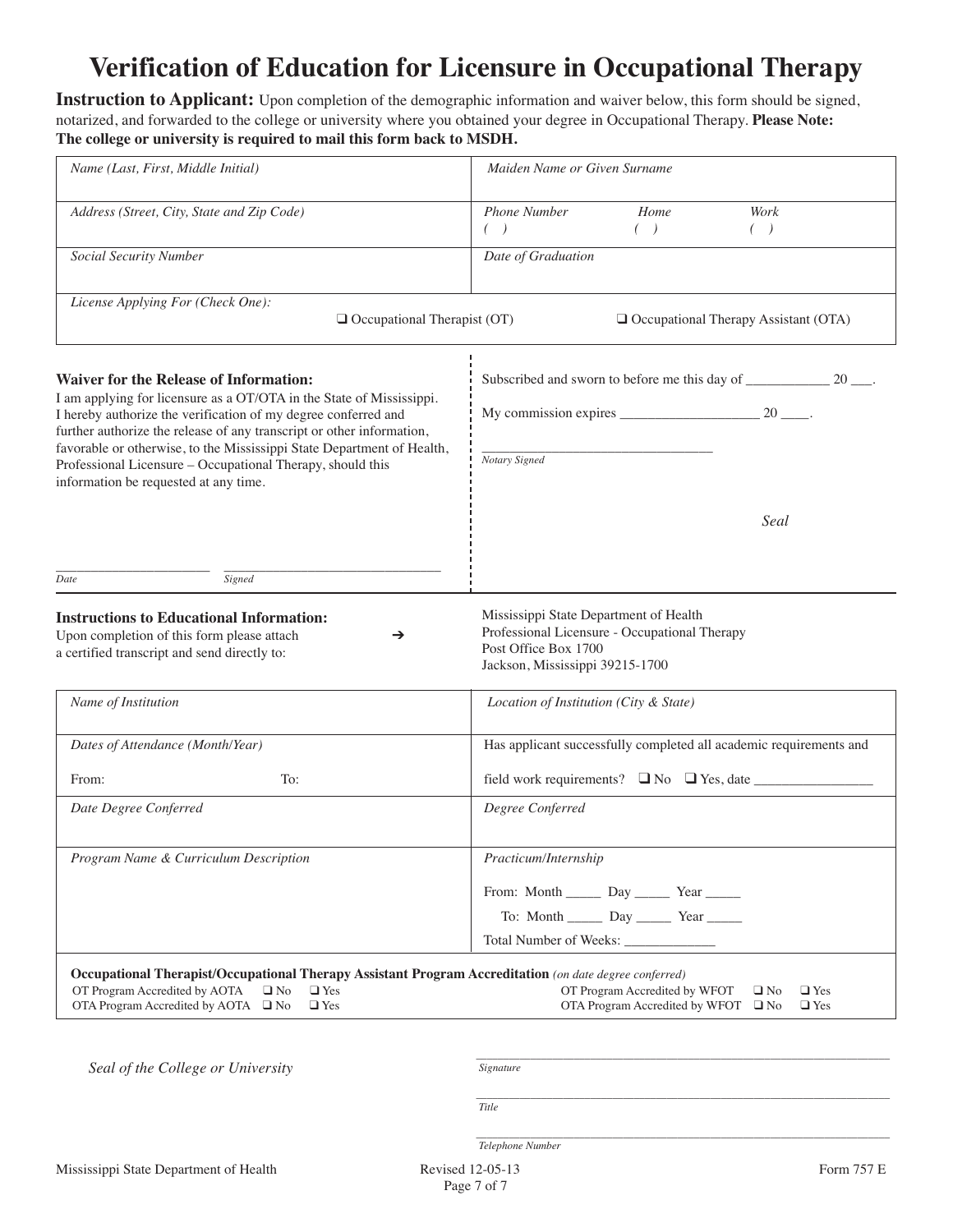# Verification of Education for Licensure in Occupational Therapy

**Instruction to Applicant:** Upon completion of the demographic information and waiver below, this form should be signed, notarized, and forwarded to the college or university where you obtained your degree in Occupational Therapy. **Please Note: The college or university is required to mail this form back to MSDH.**

| *Name (Last, First, Middle Initial)* | *Maiden Name or Given Surname* |
|---|---|
| *Address (Street, City, State and Zip Code)* | *Phone Number* ( ) *Home* ( ) *Work* ( ) |
| *Social Security Number* | *Date of Graduation* |
| *License Applying For (Check One):* ❑ Occupational Therapist (OT) ❑ Occupational Therapy Assistant (OTA) | |

**Waiver for the Release of Information:**
I am applying for licensure as a OT/OTA in the State of Mississippi. I hereby authorize the verification of my degree conferred and further authorize the release of any transcript or other information, favorable or otherwise, to the Mississippi State Department of Health, Professional Licensure – Occupational Therapy, should this information be requested at any time.

______________________ ______________________________
*Date* *Signed*

Subscribed and sworn to before me this day of ____________ 20 ___.

My commission expires ____________________ 20 ____.

________________________________
*Notary Signed*

*Seal*

**Instructions to Educational Information:**
Upon completion of this form please attach a certified transcript and send directly to: ➔

Mississippi State Department of Health
Professional Licensure - Occupational Therapy
Post Office Box 1700
Jackson, Mississippi 39215-1700

| *Name of Institution* | *Location of Institution (City & State)* |
|---|---|
| *Dates of Attendance (Month/Year)* From: To: | Has applicant successfully completed all academic requirements and field work requirements? ❑ No ❑ Yes, date ________________ |
| *Date Degree Conferred* | *Degree Conferred* |
| *Program Name & Curriculum Description* | *Practicum/Internship* From: Month _____ Day _____ Year _____ To: Month _____ Day _____ Year _____ Total Number of Weeks: _____________ |

**Occupational Therapist/Occupational Therapy Assistant Program Accreditation** *(on date degree conferred)*

| | | |
|---|---|---|
| OT Program Accredited by AOTA ❑ No ❑ Yes | | OT Program Accredited by WFOT ❑ No ❑ Yes |
| OTA Program Accredited by AOTA ❑ No ❑ Yes | | OTA Program Accredited by WFOT ❑ No ❑ Yes |

*Seal of the College or University*

______________________________________________
*Signature*

______________________________________________
*Title*

______________________________________________
*Telephone Number*

Mississippi State Department of Health Revised 12-05-13 Form 757 E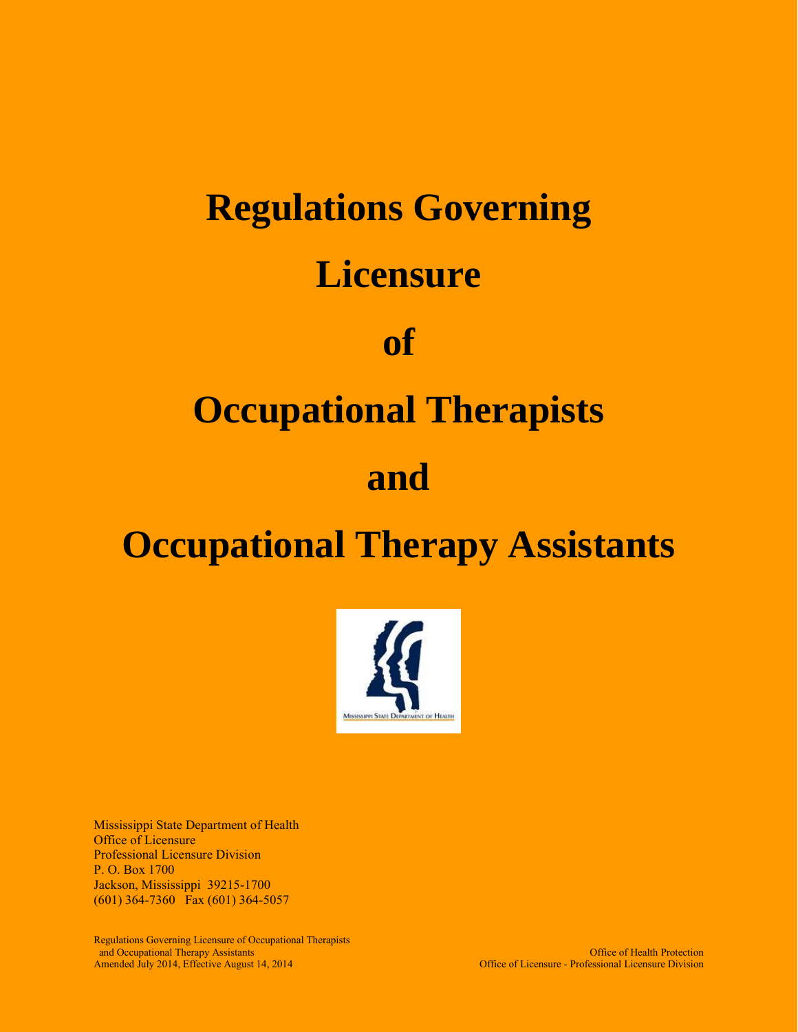# Regulations Governing Licensure of Occupational Therapists and Occupational Therapy Assistants

Mississippi State Department of Health
Office of Licensure
Professional Licensure Division
P. O. Box 1700
Jackson, Mississippi 39215-1700
(601) 364-7360 Fax (601) 364-5057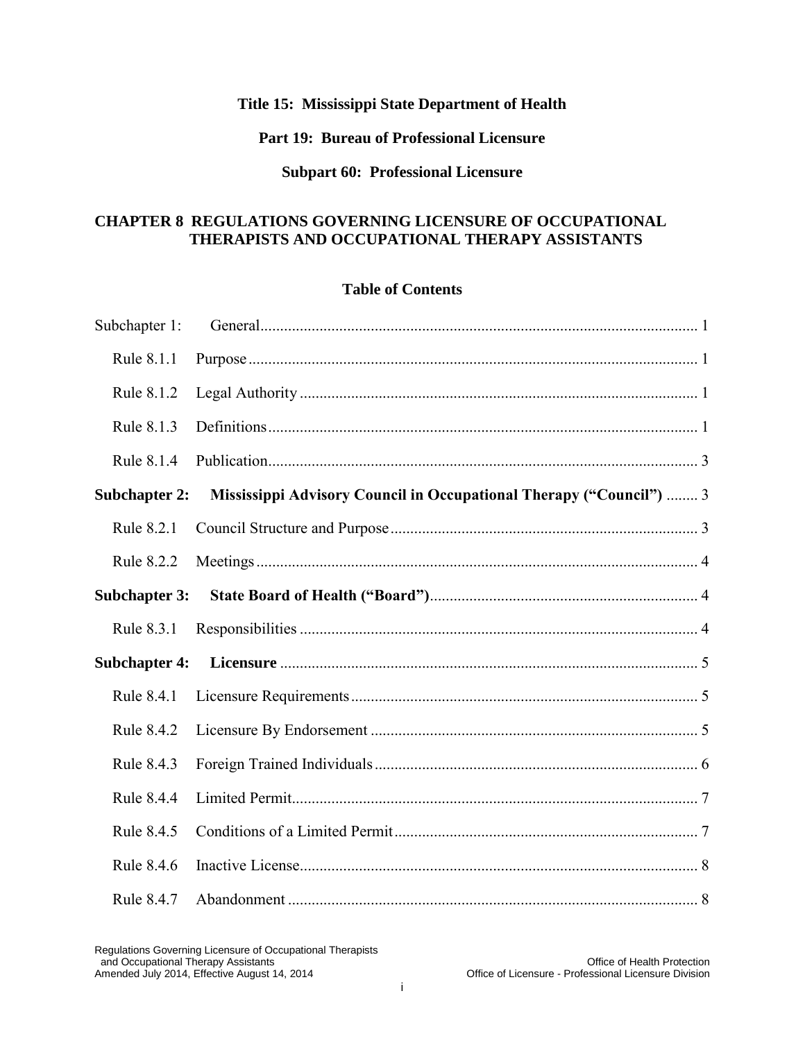**Title 15: Mississippi State Department of Health**

**Part 19: Bureau of Professional Licensure**

**Subpart 60: Professional Licensure**

# CHAPTER 8 REGULATIONS GOVERNING LICENSURE OF OCCUPATIONAL THERAPISTS AND OCCUPATIONAL THERAPY ASSISTANTS

## Table of Contents

| | | |
|---|---|---|
| Subchapter 1: | General | 1 |
| Rule 8.1.1 | Purpose | 1 |
| Rule 8.1.2 | Legal Authority | 1 |
| Rule 8.1.3 | Definitions | 1 |
| Rule 8.1.4 | Publication | 3 |
| **Subchapter 2:** | **Mississippi Advisory Council in Occupational Therapy ("Council")** | 3 |
| Rule 8.2.1 | Council Structure and Purpose | 3 |
| Rule 8.2.2 | Meetings | 4 |
| **Subchapter 3:** | **State Board of Health ("Board")** | 4 |
| Rule 8.3.1 | Responsibilities | 4 |
| **Subchapter 4:** | **Licensure** | 5 |
| Rule 8.4.1 | Licensure Requirements | 5 |
| Rule 8.4.2 | Licensure By Endorsement | 5 |
| Rule 8.4.3 | Foreign Trained Individuals | 6 |
| Rule 8.4.4 | Limited Permit | 7 |
| Rule 8.4.5 | Conditions of a Limited Permit | 7 |
| Rule 8.4.6 | Inactive License | 8 |
| Rule 8.4.7 | Abandonment | 8 |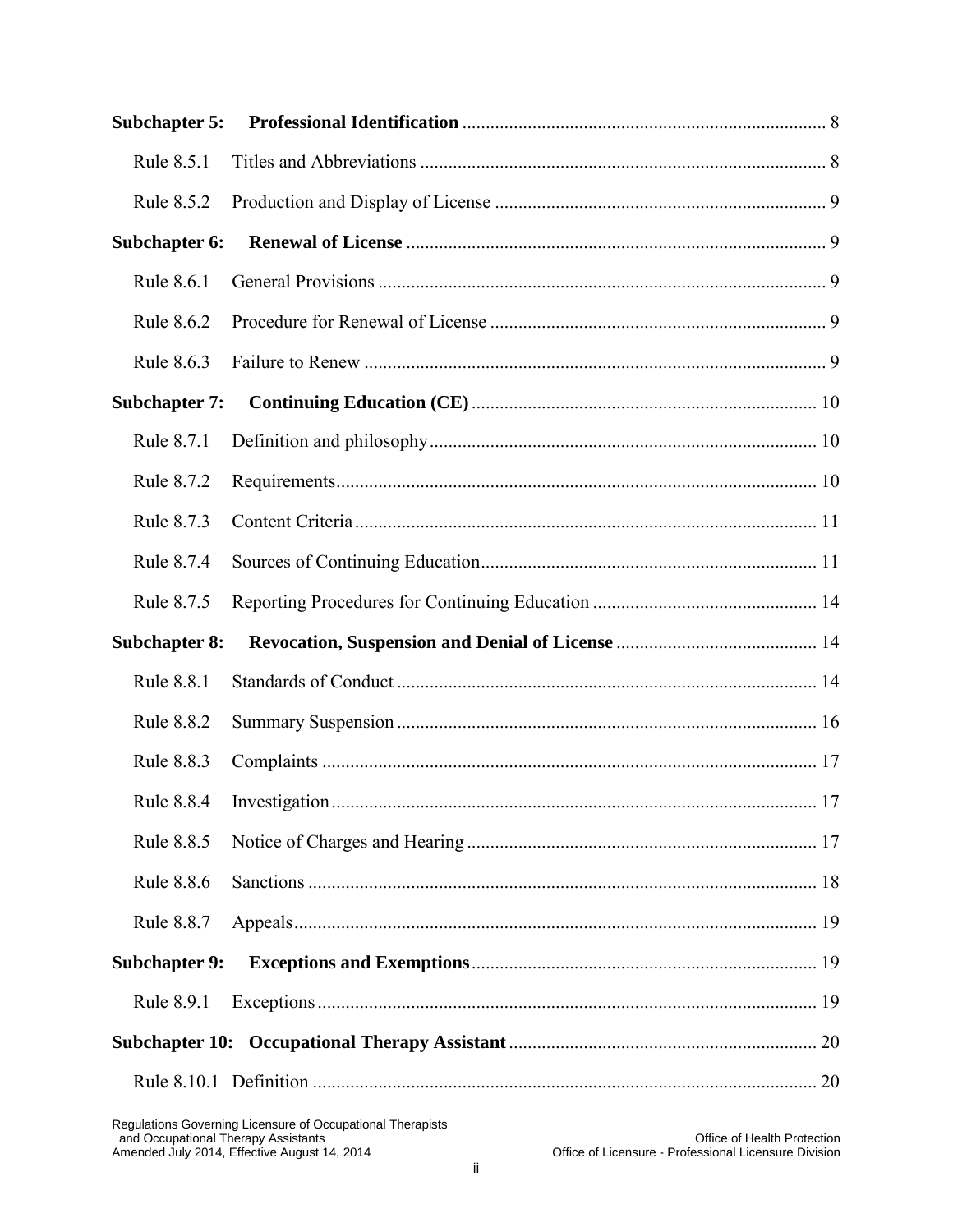| | | |
|---|---|---|
| **Subchapter 5:** | **Professional Identification** | 8 |
| Rule 8.5.1 | Titles and Abbreviations | 8 |
| Rule 8.5.2 | Production and Display of License | 9 |
| **Subchapter 6:** | **Renewal of License** | 9 |
| Rule 8.6.1 | General Provisions | 9 |
| Rule 8.6.2 | Procedure for Renewal of License | 9 |
| Rule 8.6.3 | Failure to Renew | 9 |
| **Subchapter 7:** | **Continuing Education (CE)** | 10 |
| Rule 8.7.1 | Definition and philosophy | 10 |
| Rule 8.7.2 | Requirements | 10 |
| Rule 8.7.3 | Content Criteria | 11 |
| Rule 8.7.4 | Sources of Continuing Education | 11 |
| Rule 8.7.5 | Reporting Procedures for Continuing Education | 14 |
| **Subchapter 8:** | **Revocation, Suspension and Denial of License** | 14 |
| Rule 8.8.1 | Standards of Conduct | 14 |
| Rule 8.8.2 | Summary Suspension | 16 |
| Rule 8.8.3 | Complaints | 17 |
| Rule 8.8.4 | Investigation | 17 |
| Rule 8.8.5 | Notice of Charges and Hearing | 17 |
| Rule 8.8.6 | Sanctions | 18 |
| Rule 8.8.7 | Appeals | 19 |
| **Subchapter 9:** | **Exceptions and Exemptions** | 19 |
| Rule 8.9.1 | Exceptions | 19 |
| **Subchapter 10:** | **Occupational Therapy Assistant** | 20 |
| Rule 8.10.1 | Definition | 20 |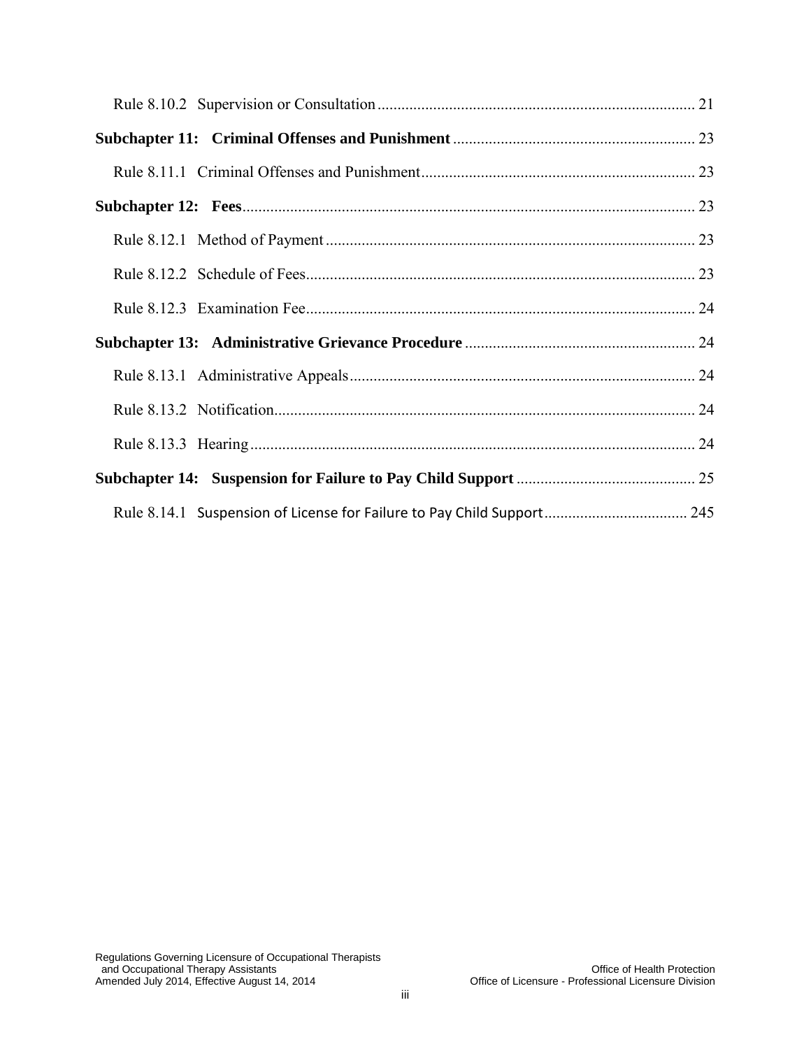Rule 8.10.2 Supervision or Consultation ........ 21

**Subchapter 11: Criminal Offenses and Punishment** ........ 23

Rule 8.11.1 Criminal Offenses and Punishment ........ 23

**Subchapter 12: Fees** ........ 23

Rule 8.12.1 Method of Payment ........ 23

Rule 8.12.2 Schedule of Fees ........ 23

Rule 8.12.3 Examination Fee ........ 24

**Subchapter 13: Administrative Grievance Procedure** ........ 24

Rule 8.13.1 Administrative Appeals ........ 24

Rule 8.13.2 Notification ........ 24

Rule 8.13.3 Hearing ........ 24

**Subchapter 14: Suspension for Failure to Pay Child Support** ........ 25

Rule 8.14.1 Suspension of License for Failure to Pay Child Support ........ 245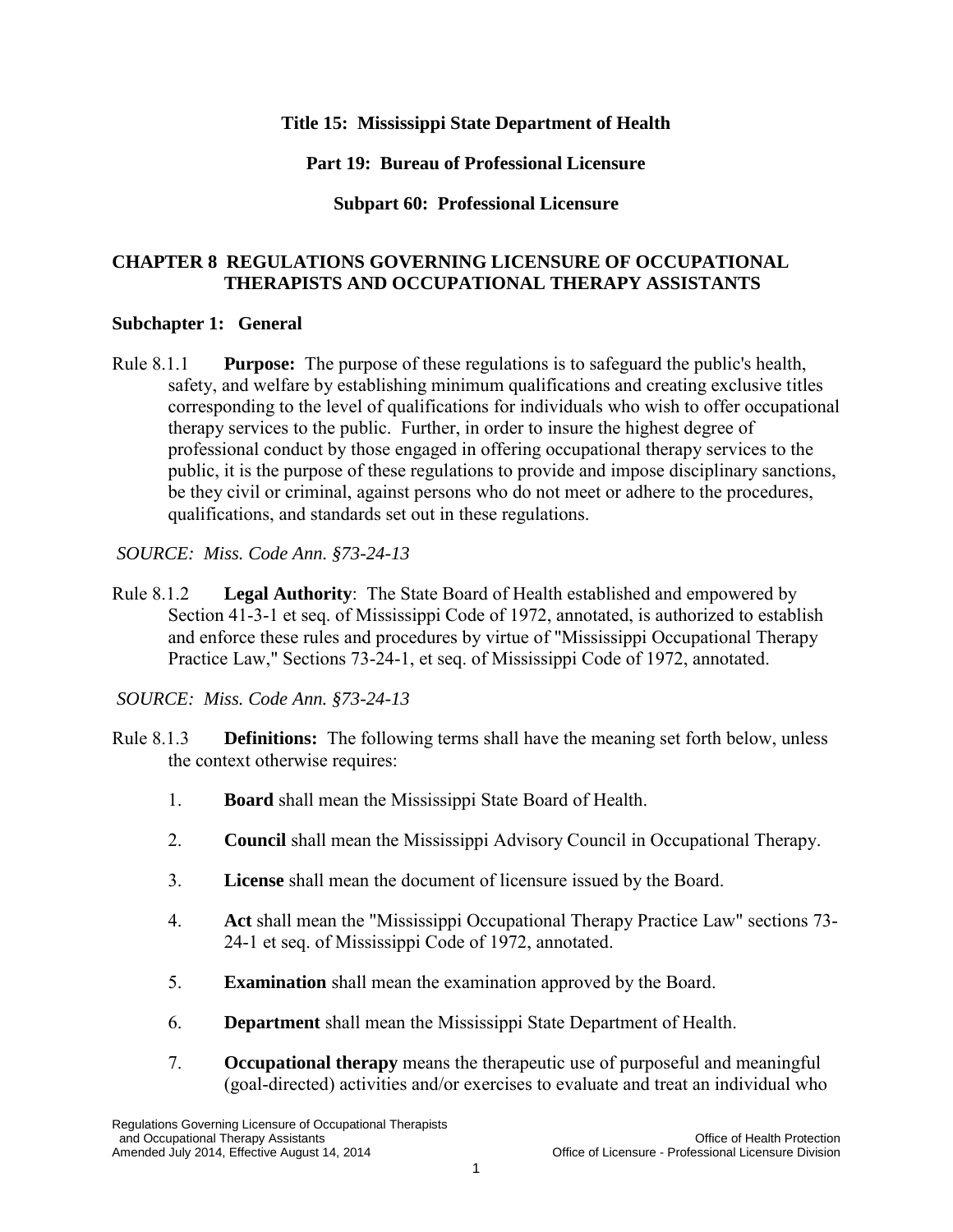**Title 15: Mississippi State Department of Health**

**Part 19: Bureau of Professional Licensure**

**Subpart 60: Professional Licensure**

## CHAPTER 8 REGULATIONS GOVERNING LICENSURE OF OCCUPATIONAL THERAPISTS AND OCCUPATIONAL THERAPY ASSISTANTS

### Subchapter 1: General

Rule 8.1.1 **Purpose:** The purpose of these regulations is to safeguard the public's health, safety, and welfare by establishing minimum qualifications and creating exclusive titles corresponding to the level of qualifications for individuals who wish to offer occupational therapy services to the public. Further, in order to insure the highest degree of professional conduct by those engaged in offering occupational therapy services to the public, it is the purpose of these regulations to provide and impose disciplinary sanctions, be they civil or criminal, against persons who do not meet or adhere to the procedures, qualifications, and standards set out in these regulations.

*SOURCE: Miss. Code Ann. §73-24-13*

Rule 8.1.2 **Legal Authority**: The State Board of Health established and empowered by Section 41-3-1 et seq. of Mississippi Code of 1972, annotated, is authorized to establish and enforce these rules and procedures by virtue of "Mississippi Occupational Therapy Practice Law," Sections 73-24-1, et seq. of Mississippi Code of 1972, annotated.

*SOURCE: Miss. Code Ann. §73-24-13*

Rule 8.1.3 **Definitions:** The following terms shall have the meaning set forth below, unless the context otherwise requires:

1. **Board** shall mean the Mississippi State Board of Health.
2. **Council** shall mean the Mississippi Advisory Council in Occupational Therapy.
3. **License** shall mean the document of licensure issued by the Board.
4. **Act** shall mean the "Mississippi Occupational Therapy Practice Law" sections 73-24-1 et seq. of Mississippi Code of 1972, annotated.
5. **Examination** shall mean the examination approved by the Board.
6. **Department** shall mean the Mississippi State Department of Health.
7. **Occupational therapy** means the therapeutic use of purposeful and meaningful (goal-directed) activities and/or exercises to evaluate and treat an individual who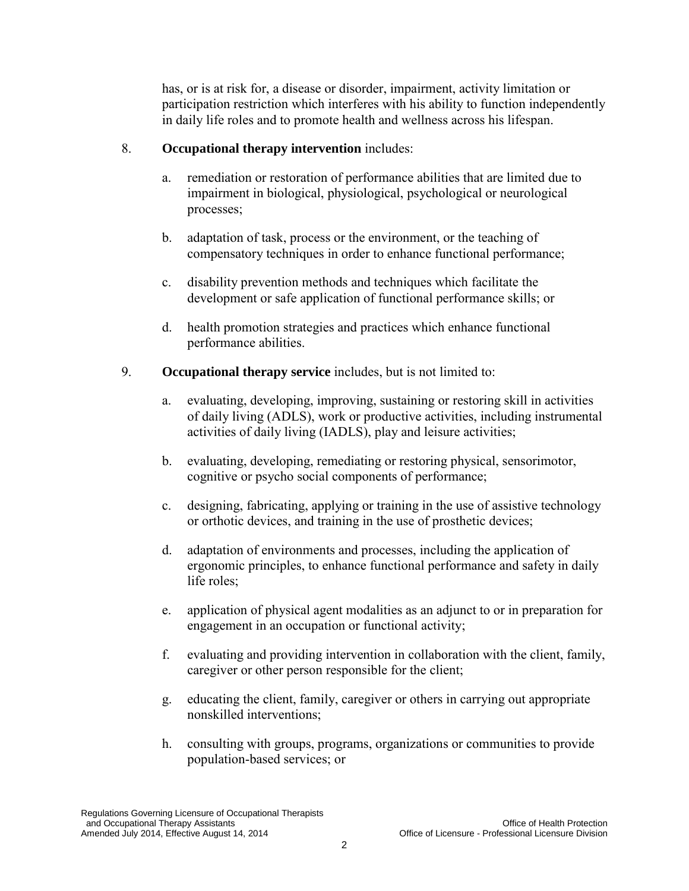has, or is at risk for, a disease or disorder, impairment, activity limitation or participation restriction which interferes with his ability to function independently in daily life roles and to promote health and wellness across his lifespan.

8. **Occupational therapy intervention** includes:

   a. remediation or restoration of performance abilities that are limited due to impairment in biological, physiological, psychological or neurological processes;

   b. adaptation of task, process or the environment, or the teaching of compensatory techniques in order to enhance functional performance;

   c. disability prevention methods and techniques which facilitate the development or safe application of functional performance skills; or

   d. health promotion strategies and practices which enhance functional performance abilities.

9. **Occupational therapy service** includes, but is not limited to:

   a. evaluating, developing, improving, sustaining or restoring skill in activities of daily living (ADLS), work or productive activities, including instrumental activities of daily living (IADLS), play and leisure activities;

   b. evaluating, developing, remediating or restoring physical, sensorimotor, cognitive or psycho social components of performance;

   c. designing, fabricating, applying or training in the use of assistive technology or orthotic devices, and training in the use of prosthetic devices;

   d. adaptation of environments and processes, including the application of ergonomic principles, to enhance functional performance and safety in daily life roles;

   e. application of physical agent modalities as an adjunct to or in preparation for engagement in an occupation or functional activity;

   f. evaluating and providing intervention in collaboration with the client, family, caregiver or other person responsible for the client;

   g. educating the client, family, caregiver or others in carrying out appropriate nonskilled interventions;

   h. consulting with groups, programs, organizations or communities to provide population-based services; or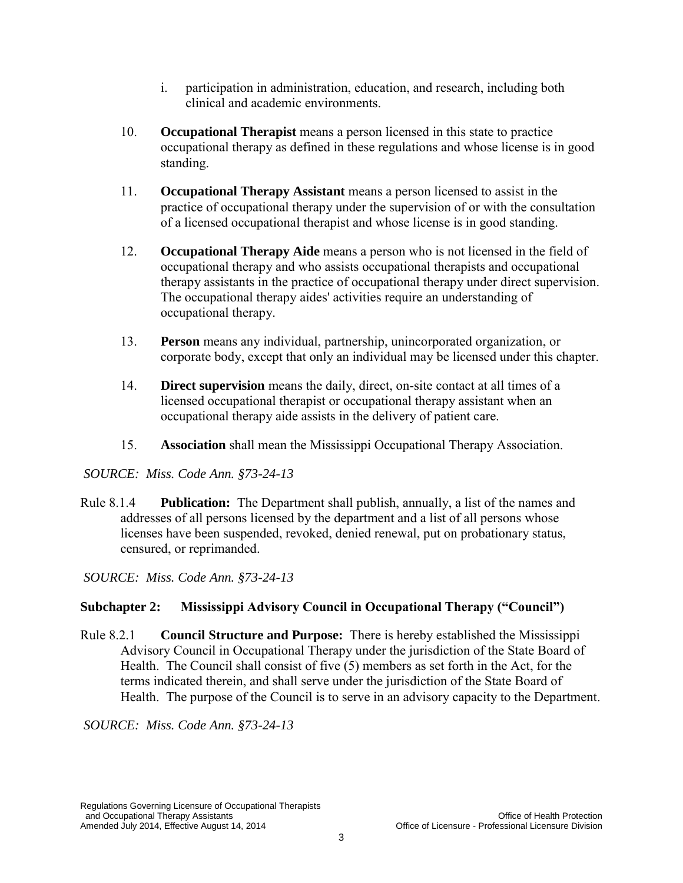i. participation in administration, education, and research, including both clinical and academic environments.

10. **Occupational Therapist** means a person licensed in this state to practice occupational therapy as defined in these regulations and whose license is in good standing.

11. **Occupational Therapy Assistant** means a person licensed to assist in the practice of occupational therapy under the supervision of or with the consultation of a licensed occupational therapist and whose license is in good standing.

12. **Occupational Therapy Aide** means a person who is not licensed in the field of occupational therapy and who assists occupational therapists and occupational therapy assistants in the practice of occupational therapy under direct supervision. The occupational therapy aides' activities require an understanding of occupational therapy.

13. **Person** means any individual, partnership, unincorporated organization, or corporate body, except that only an individual may be licensed under this chapter.

14. **Direct supervision** means the daily, direct, on-site contact at all times of a licensed occupational therapist or occupational therapy assistant when an occupational therapy aide assists in the delivery of patient care.

15. **Association** shall mean the Mississippi Occupational Therapy Association.

*SOURCE: Miss. Code Ann. §73-24-13*

Rule 8.1.4 **Publication:** The Department shall publish, annually, a list of the names and addresses of all persons licensed by the department and a list of all persons whose licenses have been suspended, revoked, denied renewal, put on probationary status, censured, or reprimanded.

*SOURCE: Miss. Code Ann. §73-24-13*

## Subchapter 2: Mississippi Advisory Council in Occupational Therapy ("Council")

Rule 8.2.1 **Council Structure and Purpose:** There is hereby established the Mississippi Advisory Council in Occupational Therapy under the jurisdiction of the State Board of Health. The Council shall consist of five (5) members as set forth in the Act, for the terms indicated therein, and shall serve under the jurisdiction of the State Board of Health. The purpose of the Council is to serve in an advisory capacity to the Department.

*SOURCE: Miss. Code Ann. §73-24-13*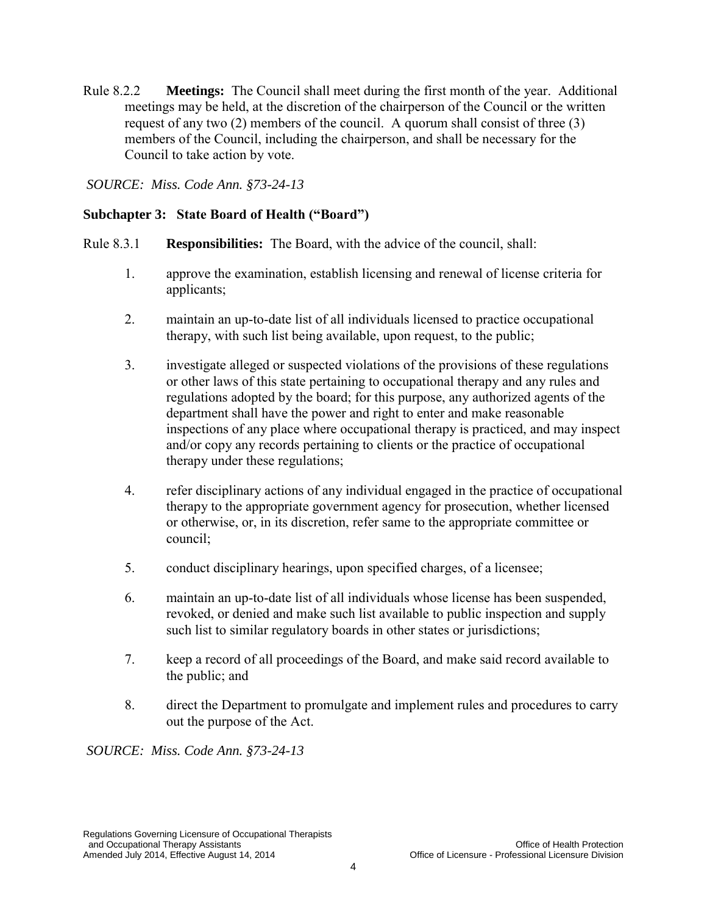Rule 8.2.2 **Meetings:** The Council shall meet during the first month of the year. Additional meetings may be held, at the discretion of the chairperson of the Council or the written request of any two (2) members of the council. A quorum shall consist of three (3) members of the Council, including the chairperson, and shall be necessary for the Council to take action by vote.

*SOURCE: Miss. Code Ann. §73-24-13*

### Subchapter 3: State Board of Health ("Board")

Rule 8.3.1 **Responsibilities:** The Board, with the advice of the council, shall:

1. approve the examination, establish licensing and renewal of license criteria for applicants;

2. maintain an up-to-date list of all individuals licensed to practice occupational therapy, with such list being available, upon request, to the public;

3. investigate alleged or suspected violations of the provisions of these regulations or other laws of this state pertaining to occupational therapy and any rules and regulations adopted by the board; for this purpose, any authorized agents of the department shall have the power and right to enter and make reasonable inspections of any place where occupational therapy is practiced, and may inspect and/or copy any records pertaining to clients or the practice of occupational therapy under these regulations;

4. refer disciplinary actions of any individual engaged in the practice of occupational therapy to the appropriate government agency for prosecution, whether licensed or otherwise, or, in its discretion, refer same to the appropriate committee or council;

5. conduct disciplinary hearings, upon specified charges, of a licensee;

6. maintain an up-to-date list of all individuals whose license has been suspended, revoked, or denied and make such list available to public inspection and supply such list to similar regulatory boards in other states or jurisdictions;

7. keep a record of all proceedings of the Board, and make said record available to the public; and

8. direct the Department to promulgate and implement rules and procedures to carry out the purpose of the Act.

*SOURCE: Miss. Code Ann. §73-24-13*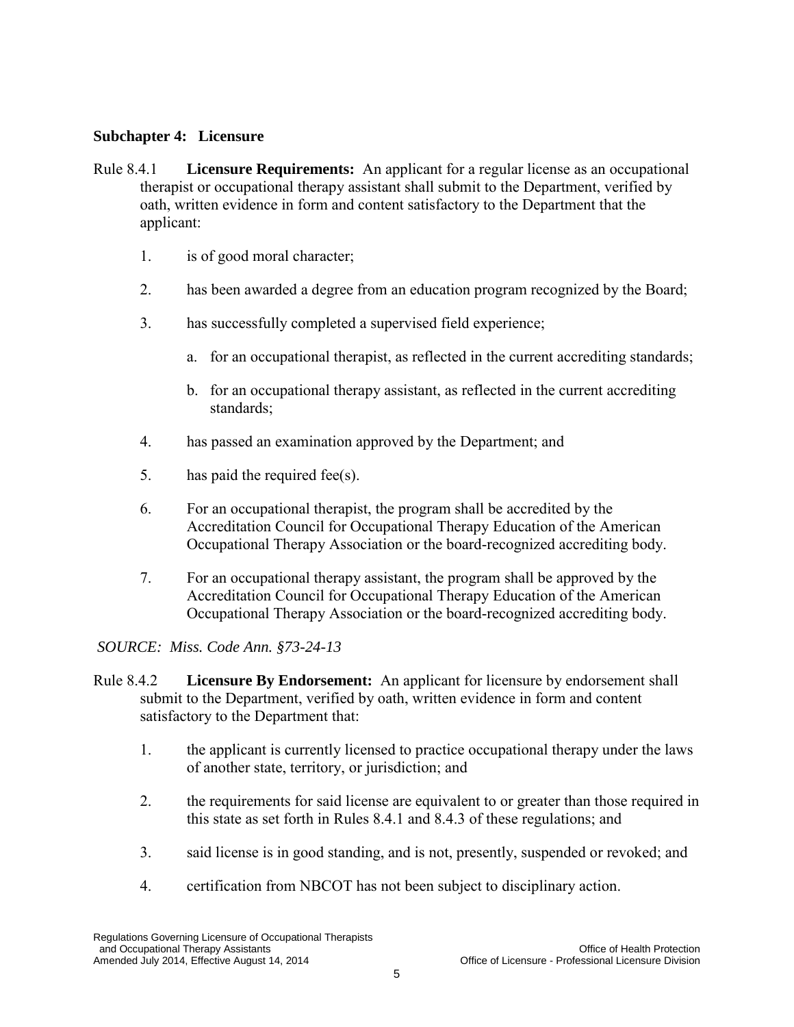### Subchapter 4: Licensure

Rule 8.4.1 **Licensure Requirements:** An applicant for a regular license as an occupational therapist or occupational therapy assistant shall submit to the Department, verified by oath, written evidence in form and content satisfactory to the Department that the applicant:

1. is of good moral character;
2. has been awarded a degree from an education program recognized by the Board;
3. has successfully completed a supervised field experience;
   a. for an occupational therapist, as reflected in the current accrediting standards;
   b. for an occupational therapy assistant, as reflected in the current accrediting standards;
4. has passed an examination approved by the Department; and
5. has paid the required fee(s).
6. For an occupational therapist, the program shall be accredited by the Accreditation Council for Occupational Therapy Education of the American Occupational Therapy Association or the board-recognized accrediting body.
7. For an occupational therapy assistant, the program shall be approved by the Accreditation Council for Occupational Therapy Education of the American Occupational Therapy Association or the board-recognized accrediting body.

*SOURCE: Miss. Code Ann. §73-24-13*

Rule 8.4.2 **Licensure By Endorsement:** An applicant for licensure by endorsement shall submit to the Department, verified by oath, written evidence in form and content satisfactory to the Department that:

1. the applicant is currently licensed to practice occupational therapy under the laws of another state, territory, or jurisdiction; and
2. the requirements for said license are equivalent to or greater than those required in this state as set forth in Rules 8.4.1 and 8.4.3 of these regulations; and
3. said license is in good standing, and is not, presently, suspended or revoked; and
4. certification from NBCOT has not been subject to disciplinary action.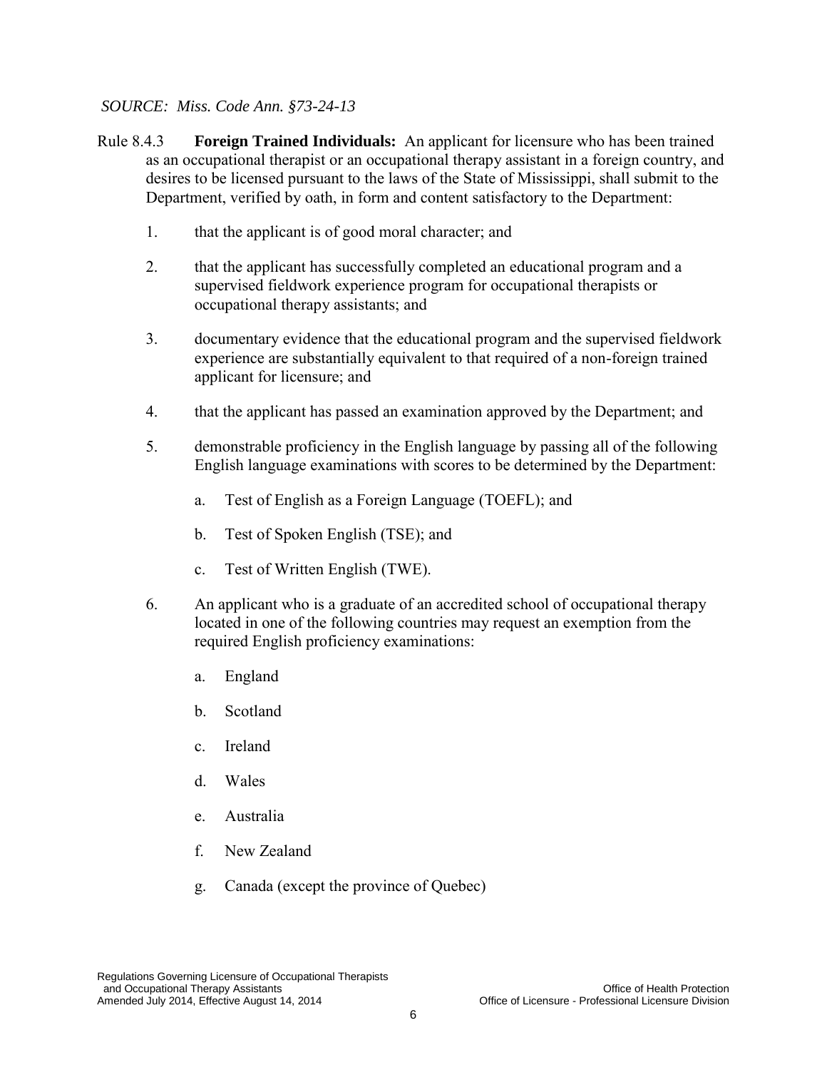*SOURCE: Miss. Code Ann. §73-24-13*

Rule 8.4.3 **Foreign Trained Individuals:** An applicant for licensure who has been trained as an occupational therapist or an occupational therapy assistant in a foreign country, and desires to be licensed pursuant to the laws of the State of Mississippi, shall submit to the Department, verified by oath, in form and content satisfactory to the Department:

1. that the applicant is of good moral character; and
2. that the applicant has successfully completed an educational program and a supervised fieldwork experience program for occupational therapists or occupational therapy assistants; and
3. documentary evidence that the educational program and the supervised fieldwork experience are substantially equivalent to that required of a non-foreign trained applicant for licensure; and
4. that the applicant has passed an examination approved by the Department; and
5. demonstrable proficiency in the English language by passing all of the following English language examinations with scores to be determined by the Department:
   a. Test of English as a Foreign Language (TOEFL); and
   b. Test of Spoken English (TSE); and
   c. Test of Written English (TWE).
6. An applicant who is a graduate of an accredited school of occupational therapy located in one of the following countries may request an exemption from the required English proficiency examinations:
   a. England
   b. Scotland
   c. Ireland
   d. Wales
   e. Australia
   f. New Zealand
   g. Canada (except the province of Quebec)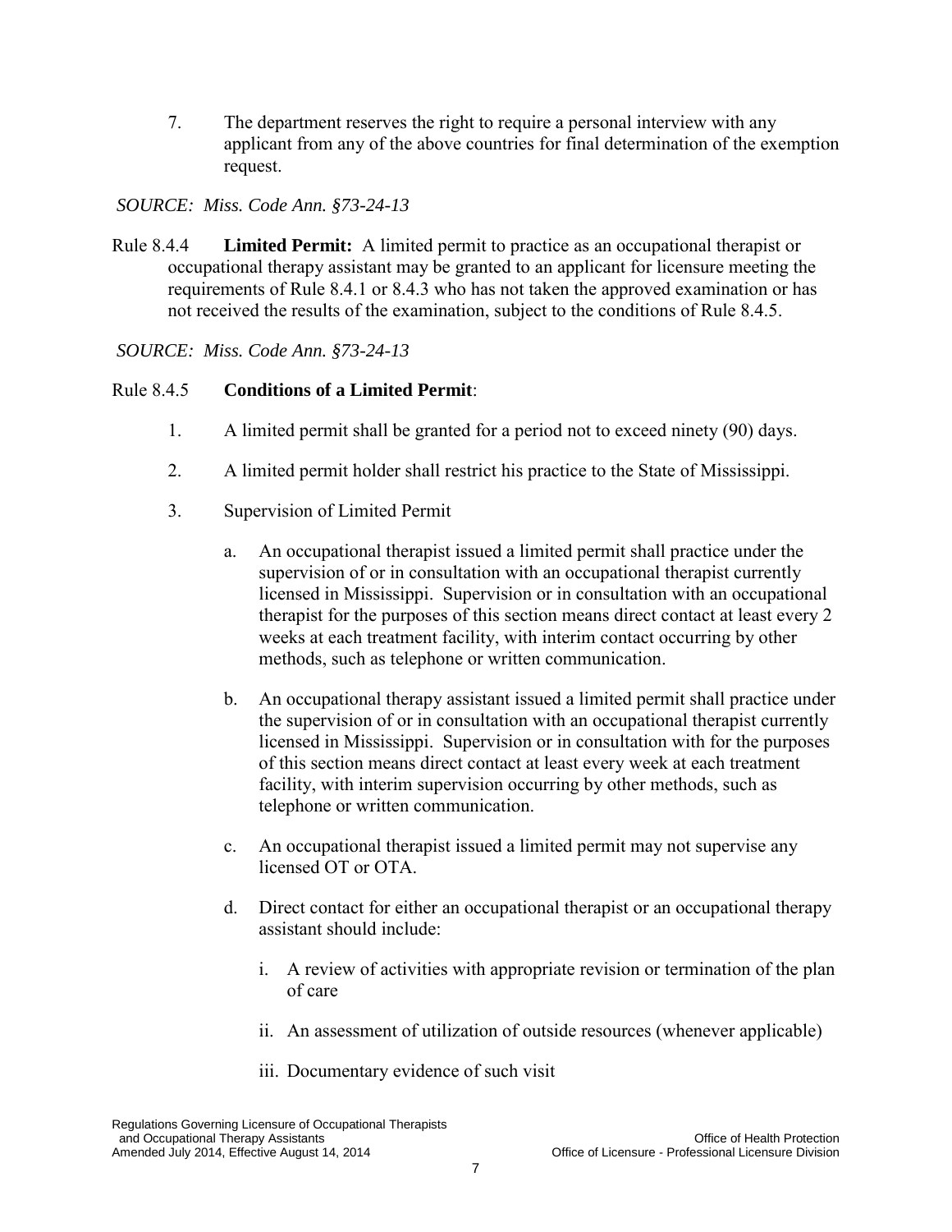7. The department reserves the right to require a personal interview with any applicant from any of the above countries for final determination of the exemption request.

*SOURCE: Miss. Code Ann. §73-24-13*

Rule 8.4.4 **Limited Permit:** A limited permit to practice as an occupational therapist or occupational therapy assistant may be granted to an applicant for licensure meeting the requirements of Rule 8.4.1 or 8.4.3 who has not taken the approved examination or has not received the results of the examination, subject to the conditions of Rule 8.4.5.

*SOURCE: Miss. Code Ann. §73-24-13*

Rule 8.4.5 **Conditions of a Limited Permit**:

1. A limited permit shall be granted for a period not to exceed ninety (90) days.

2. A limited permit holder shall restrict his practice to the State of Mississippi.

3. Supervision of Limited Permit

   a. An occupational therapist issued a limited permit shall practice under the supervision of or in consultation with an occupational therapist currently licensed in Mississippi. Supervision or in consultation with an occupational therapist for the purposes of this section means direct contact at least every 2 weeks at each treatment facility, with interim contact occurring by other methods, such as telephone or written communication.

   b. An occupational therapy assistant issued a limited permit shall practice under the supervision of or in consultation with an occupational therapist currently licensed in Mississippi. Supervision or in consultation with for the purposes of this section means direct contact at least every week at each treatment facility, with interim supervision occurring by other methods, such as telephone or written communication.

   c. An occupational therapist issued a limited permit may not supervise any licensed OT or OTA.

   d. Direct contact for either an occupational therapist or an occupational therapy assistant should include:

      i. A review of activities with appropriate revision or termination of the plan of care

      ii. An assessment of utilization of outside resources (whenever applicable)

      iii. Documentary evidence of such visit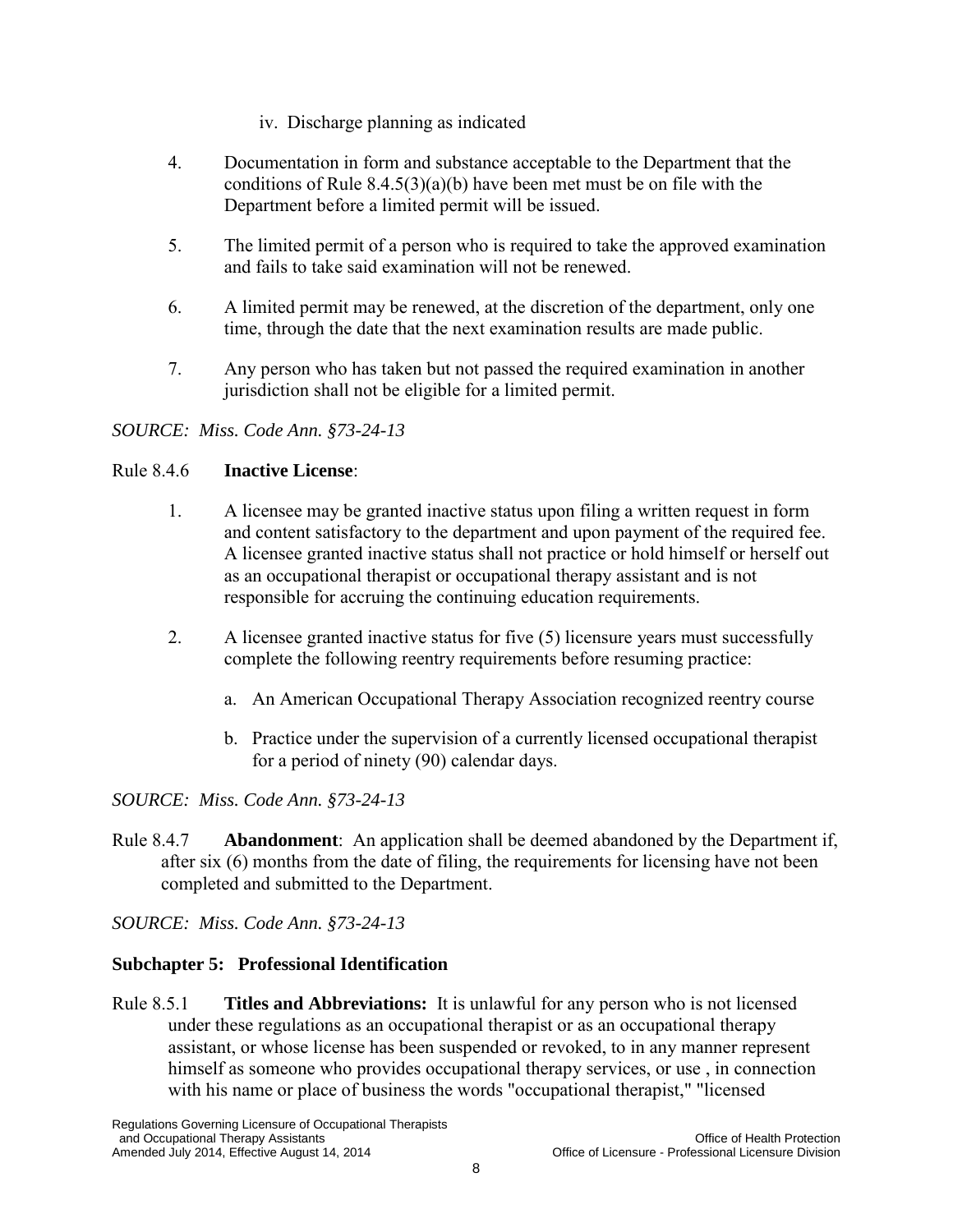iv. Discharge planning as indicated

4. Documentation in form and substance acceptable to the Department that the conditions of Rule 8.4.5(3)(a)(b) have been met must be on file with the Department before a limited permit will be issued.

5. The limited permit of a person who is required to take the approved examination and fails to take said examination will not be renewed.

6. A limited permit may be renewed, at the discretion of the department, only one time, through the date that the next examination results are made public.

7. Any person who has taken but not passed the required examination in another jurisdiction shall not be eligible for a limited permit.

*SOURCE: Miss. Code Ann. §73-24-13*

Rule 8.4.6 **Inactive License**:

1. A licensee may be granted inactive status upon filing a written request in form and content satisfactory to the department and upon payment of the required fee. A licensee granted inactive status shall not practice or hold himself or herself out as an occupational therapist or occupational therapy assistant and is not responsible for accruing the continuing education requirements.

2. A licensee granted inactive status for five (5) licensure years must successfully complete the following reentry requirements before resuming practice:

   a. An American Occupational Therapy Association recognized reentry course

   b. Practice under the supervision of a currently licensed occupational therapist for a period of ninety (90) calendar days.

*SOURCE: Miss. Code Ann. §73-24-13*

Rule 8.4.7 **Abandonment**: An application shall be deemed abandoned by the Department if, after six (6) months from the date of filing, the requirements for licensing have not been completed and submitted to the Department.

*SOURCE: Miss. Code Ann. §73-24-13*

## Subchapter 5: Professional Identification

Rule 8.5.1 **Titles and Abbreviations:** It is unlawful for any person who is not licensed under these regulations as an occupational therapist or as an occupational therapy assistant, or whose license has been suspended or revoked, to in any manner represent himself as someone who provides occupational therapy services, or use , in connection with his name or place of business the words "occupational therapist," "licensed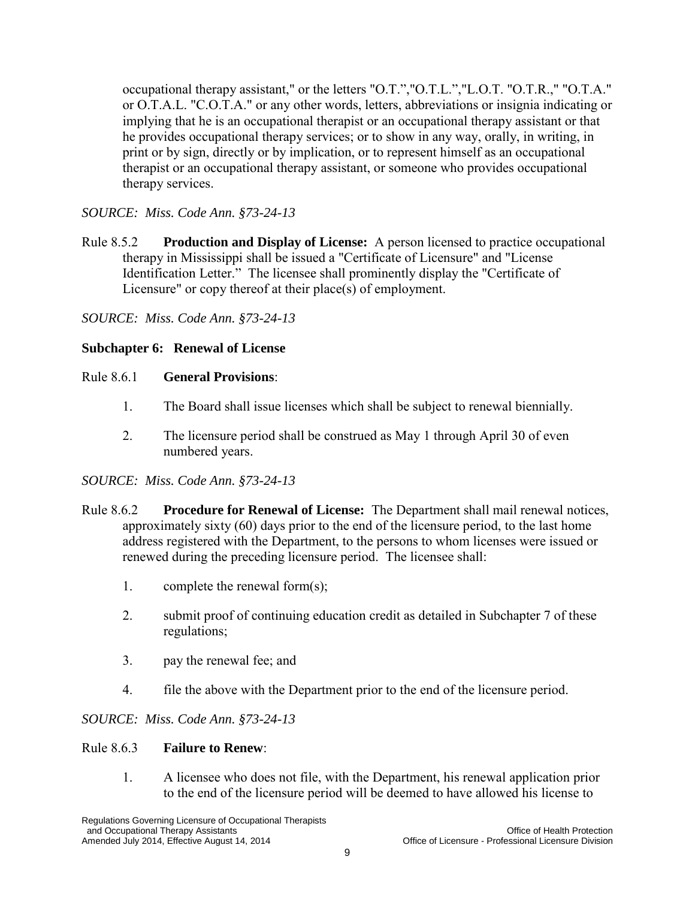occupational therapy assistant," or the letters "O.T.","O.T.L.","L.O.T. "O.T.R.," "O.T.A." or O.T.A.L. "C.O.T.A." or any other words, letters, abbreviations or insignia indicating or implying that he is an occupational therapist or an occupational therapy assistant or that he provides occupational therapy services; or to show in any way, orally, in writing, in print or by sign, directly or by implication, or to represent himself as an occupational therapist or an occupational therapy assistant, or someone who provides occupational therapy services.

*SOURCE: Miss. Code Ann. §73-24-13*

Rule 8.5.2 **Production and Display of License:** A person licensed to practice occupational therapy in Mississippi shall be issued a "Certificate of Licensure" and "License Identification Letter." The licensee shall prominently display the "Certificate of Licensure" or copy thereof at their place(s) of employment.

*SOURCE: Miss. Code Ann. §73-24-13*

**Subchapter 6: Renewal of License**

Rule 8.6.1 **General Provisions**:

1. The Board shall issue licenses which shall be subject to renewal biennially.

2. The licensure period shall be construed as May 1 through April 30 of even numbered years.

*SOURCE: Miss. Code Ann. §73-24-13*

Rule 8.6.2 **Procedure for Renewal of License:** The Department shall mail renewal notices, approximately sixty (60) days prior to the end of the licensure period, to the last home address registered with the Department, to the persons to whom licenses were issued or renewed during the preceding licensure period. The licensee shall:

1. complete the renewal form(s);

2. submit proof of continuing education credit as detailed in Subchapter 7 of these regulations;

3. pay the renewal fee; and

4. file the above with the Department prior to the end of the licensure period.

*SOURCE: Miss. Code Ann. §73-24-13*

Rule 8.6.3 **Failure to Renew**:

1. A licensee who does not file, with the Department, his renewal application prior to the end of the licensure period will be deemed to have allowed his license to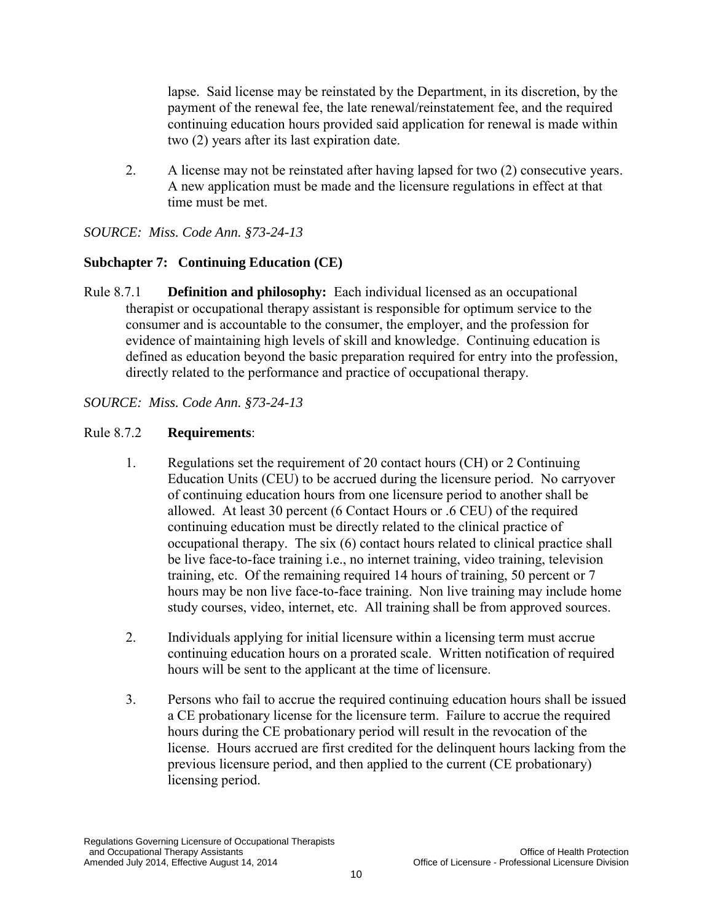lapse. Said license may be reinstated by the Department, in its discretion, by the payment of the renewal fee, the late renewal/reinstatement fee, and the required continuing education hours provided said application for renewal is made within two (2) years after its last expiration date.

2. A license may not be reinstated after having lapsed for two (2) consecutive years. A new application must be made and the licensure regulations in effect at that time must be met.

*SOURCE: Miss. Code Ann. §73-24-13*

## Subchapter 7: Continuing Education (CE)

Rule 8.7.1 **Definition and philosophy:** Each individual licensed as an occupational therapist or occupational therapy assistant is responsible for optimum service to the consumer and is accountable to the consumer, the employer, and the profession for evidence of maintaining high levels of skill and knowledge. Continuing education is defined as education beyond the basic preparation required for entry into the profession, directly related to the performance and practice of occupational therapy.

*SOURCE: Miss. Code Ann. §73-24-13*

Rule 8.7.2 **Requirements**:

1. Regulations set the requirement of 20 contact hours (CH) or 2 Continuing Education Units (CEU) to be accrued during the licensure period. No carryover of continuing education hours from one licensure period to another shall be allowed. At least 30 percent (6 Contact Hours or .6 CEU) of the required continuing education must be directly related to the clinical practice of occupational therapy. The six (6) contact hours related to clinical practice shall be live face-to-face training i.e., no internet training, video training, television training, etc. Of the remaining required 14 hours of training, 50 percent or 7 hours may be non live face-to-face training. Non live training may include home study courses, video, internet, etc. All training shall be from approved sources.

2. Individuals applying for initial licensure within a licensing term must accrue continuing education hours on a prorated scale. Written notification of required hours will be sent to the applicant at the time of licensure.

3. Persons who fail to accrue the required continuing education hours shall be issued a CE probationary license for the licensure term. Failure to accrue the required hours during the CE probationary period will result in the revocation of the license. Hours accrued are first credited for the delinquent hours lacking from the previous licensure period, and then applied to the current (CE probationary) licensing period.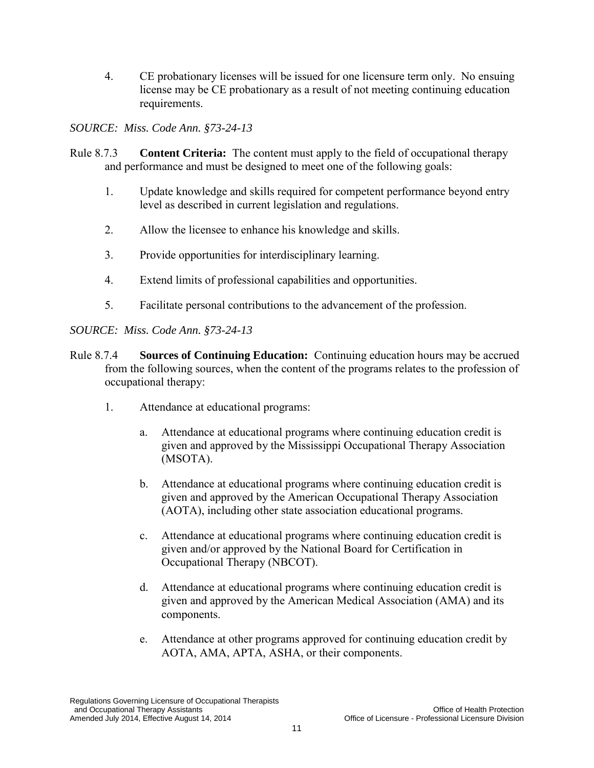4. CE probationary licenses will be issued for one licensure term only. No ensuing license may be CE probationary as a result of not meeting continuing education requirements.

*SOURCE: Miss. Code Ann. §73-24-13*

Rule 8.7.3 **Content Criteria:** The content must apply to the field of occupational therapy and performance and must be designed to meet one of the following goals:

1. Update knowledge and skills required for competent performance beyond entry level as described in current legislation and regulations.
2. Allow the licensee to enhance his knowledge and skills.
3. Provide opportunities for interdisciplinary learning.
4. Extend limits of professional capabilities and opportunities.
5. Facilitate personal contributions to the advancement of the profession.

*SOURCE: Miss. Code Ann. §73-24-13*

Rule 8.7.4 **Sources of Continuing Education:** Continuing education hours may be accrued from the following sources, when the content of the programs relates to the profession of occupational therapy:

1. Attendance at educational programs:
   a. Attendance at educational programs where continuing education credit is given and approved by the Mississippi Occupational Therapy Association (MSOTA).
   b. Attendance at educational programs where continuing education credit is given and approved by the American Occupational Therapy Association (AOTA), including other state association educational programs.
   c. Attendance at educational programs where continuing education credit is given and/or approved by the National Board for Certification in Occupational Therapy (NBCOT).
   d. Attendance at educational programs where continuing education credit is given and approved by the American Medical Association (AMA) and its components.
   e. Attendance at other programs approved for continuing education credit by AOTA, AMA, APTA, ASHA, or their components.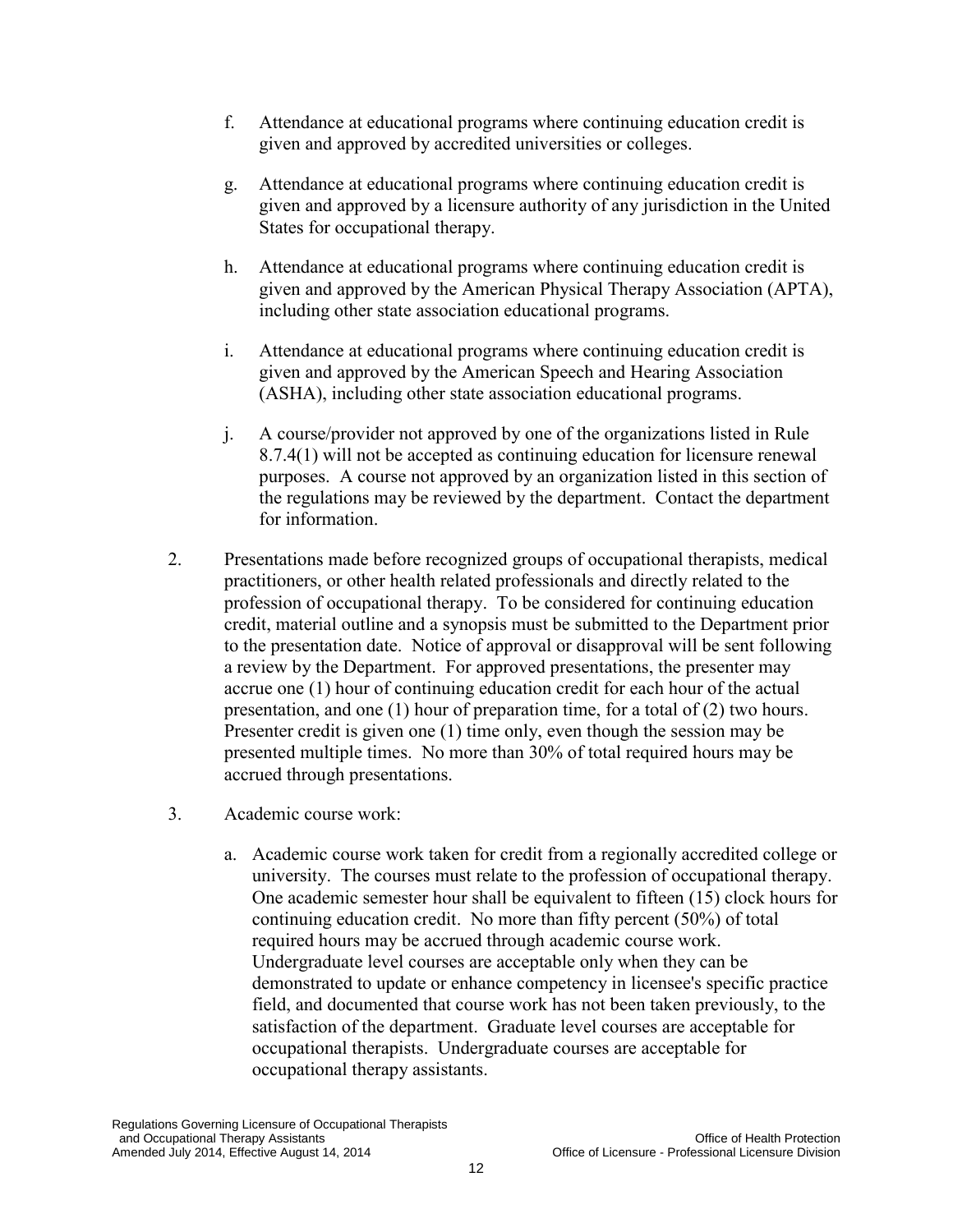f. Attendance at educational programs where continuing education credit is given and approved by accredited universities or colleges.

g. Attendance at educational programs where continuing education credit is given and approved by a licensure authority of any jurisdiction in the United States for occupational therapy.

h. Attendance at educational programs where continuing education credit is given and approved by the American Physical Therapy Association (APTA), including other state association educational programs.

i. Attendance at educational programs where continuing education credit is given and approved by the American Speech and Hearing Association (ASHA), including other state association educational programs.

j. A course/provider not approved by one of the organizations listed in Rule 8.7.4(1) will not be accepted as continuing education for licensure renewal purposes. A course not approved by an organization listed in this section of the regulations may be reviewed by the department. Contact the department for information.

2. Presentations made before recognized groups of occupational therapists, medical practitioners, or other health related professionals and directly related to the profession of occupational therapy. To be considered for continuing education credit, material outline and a synopsis must be submitted to the Department prior to the presentation date. Notice of approval or disapproval will be sent following a review by the Department. For approved presentations, the presenter may accrue one (1) hour of continuing education credit for each hour of the actual presentation, and one (1) hour of preparation time, for a total of (2) two hours. Presenter credit is given one (1) time only, even though the session may be presented multiple times. No more than 30% of total required hours may be accrued through presentations.

3. Academic course work:

   a. Academic course work taken for credit from a regionally accredited college or university. The courses must relate to the profession of occupational therapy. One academic semester hour shall be equivalent to fifteen (15) clock hours for continuing education credit. No more than fifty percent (50%) of total required hours may be accrued through academic course work. Undergraduate level courses are acceptable only when they can be demonstrated to update or enhance competency in licensee's specific practice field, and documented that course work has not been taken previously, to the satisfaction of the department. Graduate level courses are acceptable for occupational therapists. Undergraduate courses are acceptable for occupational therapy assistants.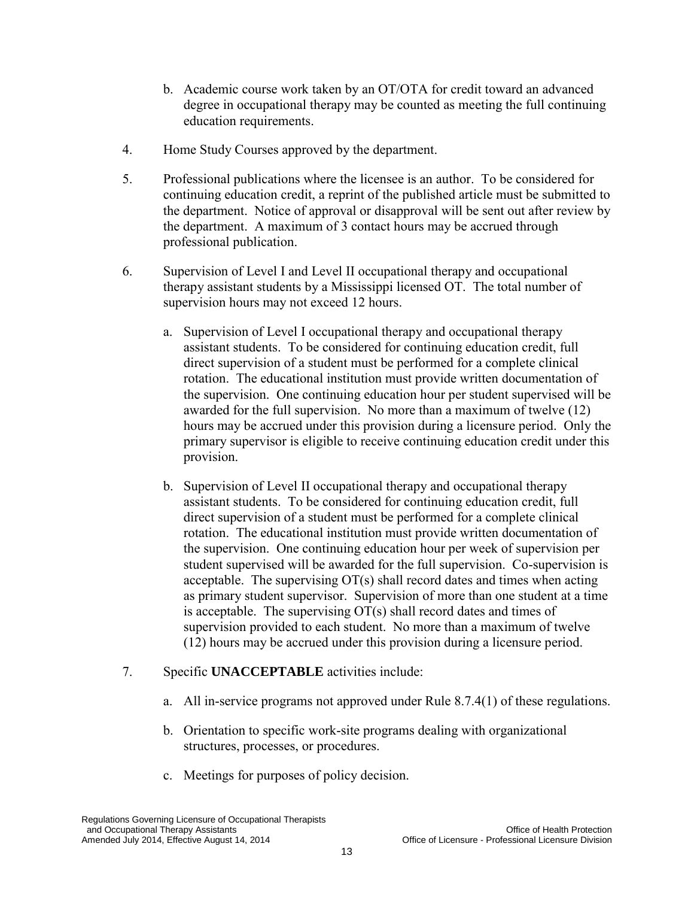b. Academic course work taken by an OT/OTA for credit toward an advanced degree in occupational therapy may be counted as meeting the full continuing education requirements.

4. Home Study Courses approved by the department.

5. Professional publications where the licensee is an author. To be considered for continuing education credit, a reprint of the published article must be submitted to the department. Notice of approval or disapproval will be sent out after review by the department. A maximum of 3 contact hours may be accrued through professional publication.

6. Supervision of Level I and Level II occupational therapy and occupational therapy assistant students by a Mississippi licensed OT. The total number of supervision hours may not exceed 12 hours.

   a. Supervision of Level I occupational therapy and occupational therapy assistant students. To be considered for continuing education credit, full direct supervision of a student must be performed for a complete clinical rotation. The educational institution must provide written documentation of the supervision. One continuing education hour per student supervised will be awarded for the full supervision. No more than a maximum of twelve (12) hours may be accrued under this provision during a licensure period. Only the primary supervisor is eligible to receive continuing education credit under this provision.

   b. Supervision of Level II occupational therapy and occupational therapy assistant students. To be considered for continuing education credit, full direct supervision of a student must be performed for a complete clinical rotation. The educational institution must provide written documentation of the supervision. One continuing education hour per week of supervision per student supervised will be awarded for the full supervision. Co-supervision is acceptable. The supervising OT(s) shall record dates and times when acting as primary student supervisor. Supervision of more than one student at a time is acceptable. The supervising OT(s) shall record dates and times of supervision provided to each student. No more than a maximum of twelve (12) hours may be accrued under this provision during a licensure period.

7. Specific **UNACCEPTABLE** activities include:

   a. All in-service programs not approved under Rule 8.7.4(1) of these regulations.

   b. Orientation to specific work-site programs dealing with organizational structures, processes, or procedures.

   c. Meetings for purposes of policy decision.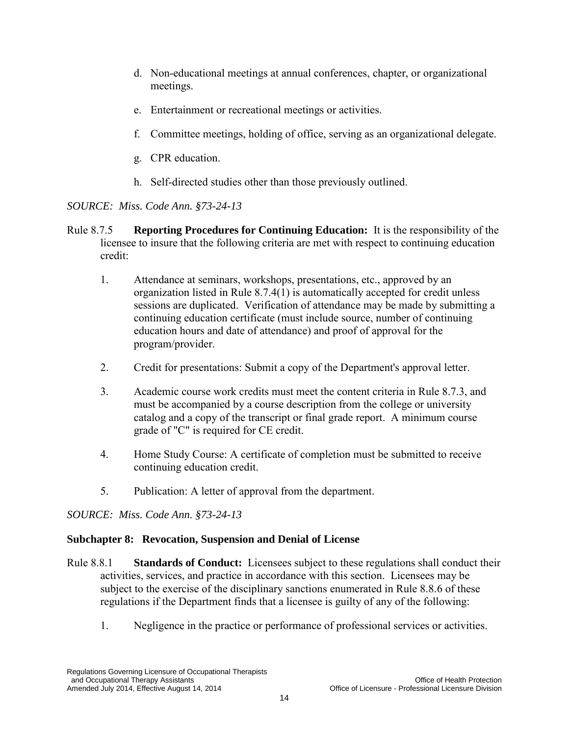d. Non-educational meetings at annual conferences, chapter, or organizational meetings.

e. Entertainment or recreational meetings or activities.

f. Committee meetings, holding of office, serving as an organizational delegate.

g. CPR education.

h. Self-directed studies other than those previously outlined.

*SOURCE: Miss. Code Ann. §73-24-13*

Rule 8.7.5 **Reporting Procedures for Continuing Education:** It is the responsibility of the licensee to insure that the following criteria are met with respect to continuing education credit:

1. Attendance at seminars, workshops, presentations, etc., approved by an organization listed in Rule 8.7.4(1) is automatically accepted for credit unless sessions are duplicated. Verification of attendance may be made by submitting a continuing education certificate (must include source, number of continuing education hours and date of attendance) and proof of approval for the program/provider.

2. Credit for presentations: Submit a copy of the Department's approval letter.

3. Academic course work credits must meet the content criteria in Rule 8.7.3, and must be accompanied by a course description from the college or university catalog and a copy of the transcript or final grade report. A minimum course grade of "C" is required for CE credit.

4. Home Study Course: A certificate of completion must be submitted to receive continuing education credit.

5. Publication: A letter of approval from the department.

*SOURCE: Miss. Code Ann. §73-24-13*

### Subchapter 8: Revocation, Suspension and Denial of License

Rule 8.8.1 **Standards of Conduct:** Licensees subject to these regulations shall conduct their activities, services, and practice in accordance with this section. Licensees may be subject to the exercise of the disciplinary sanctions enumerated in Rule 8.8.6 of these regulations if the Department finds that a licensee is guilty of any of the following:

1. Negligence in the practice or performance of professional services or activities.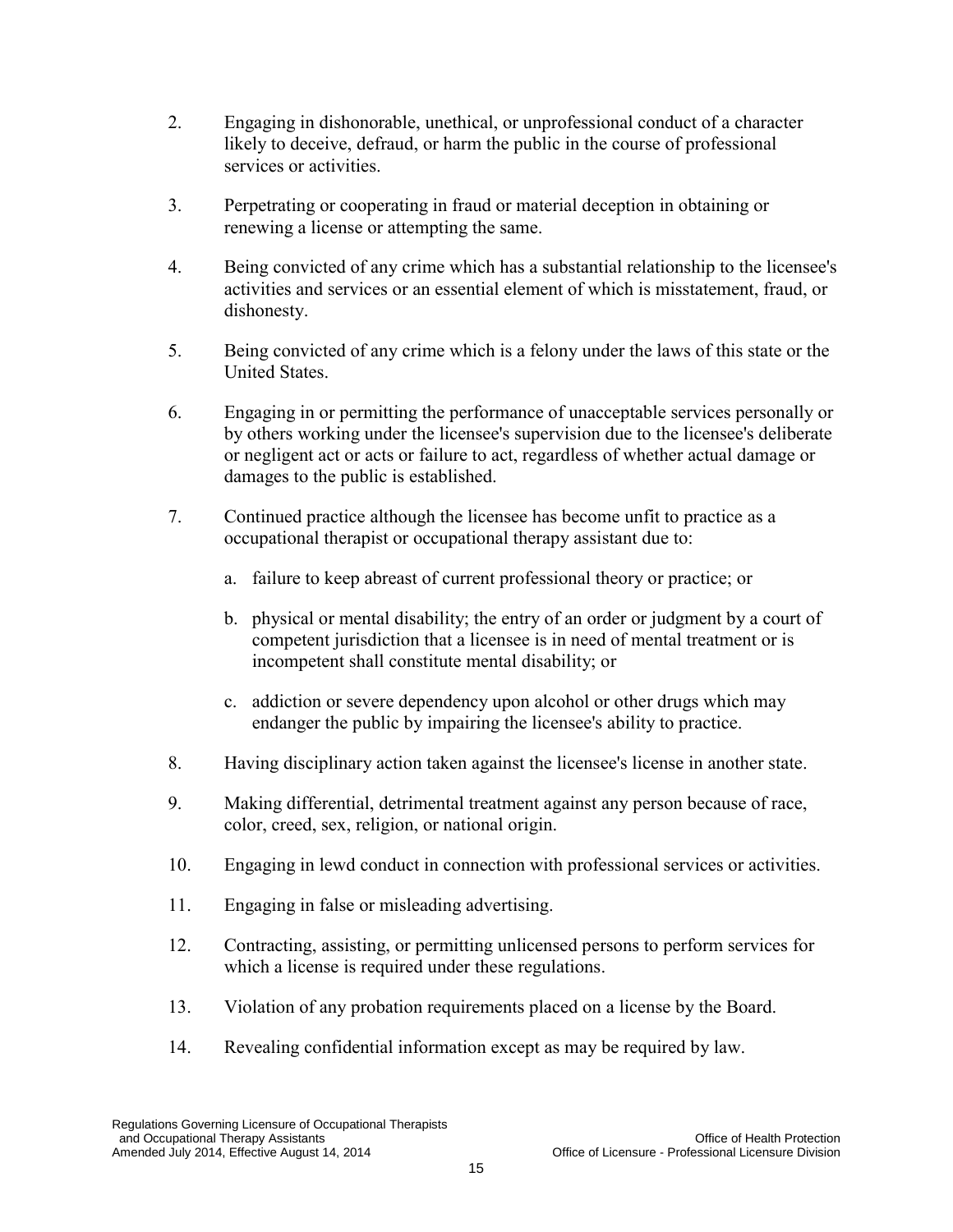2. Engaging in dishonorable, unethical, or unprofessional conduct of a character likely to deceive, defraud, or harm the public in the course of professional services or activities.

3. Perpetrating or cooperating in fraud or material deception in obtaining or renewing a license or attempting the same.

4. Being convicted of any crime which has a substantial relationship to the licensee's activities and services or an essential element of which is misstatement, fraud, or dishonesty.

5. Being convicted of any crime which is a felony under the laws of this state or the United States.

6. Engaging in or permitting the performance of unacceptable services personally or by others working under the licensee's supervision due to the licensee's deliberate or negligent act or acts or failure to act, regardless of whether actual damage or damages to the public is established.

7. Continued practice although the licensee has become unfit to practice as a occupational therapist or occupational therapy assistant due to:

   a. failure to keep abreast of current professional theory or practice; or

   b. physical or mental disability; the entry of an order or judgment by a court of competent jurisdiction that a licensee is in need of mental treatment or is incompetent shall constitute mental disability; or

   c. addiction or severe dependency upon alcohol or other drugs which may endanger the public by impairing the licensee's ability to practice.

8. Having disciplinary action taken against the licensee's license in another state.

9. Making differential, detrimental treatment against any person because of race, color, creed, sex, religion, or national origin.

10. Engaging in lewd conduct in connection with professional services or activities.

11. Engaging in false or misleading advertising.

12. Contracting, assisting, or permitting unlicensed persons to perform services for which a license is required under these regulations.

13. Violation of any probation requirements placed on a license by the Board.

14. Revealing confidential information except as may be required by law.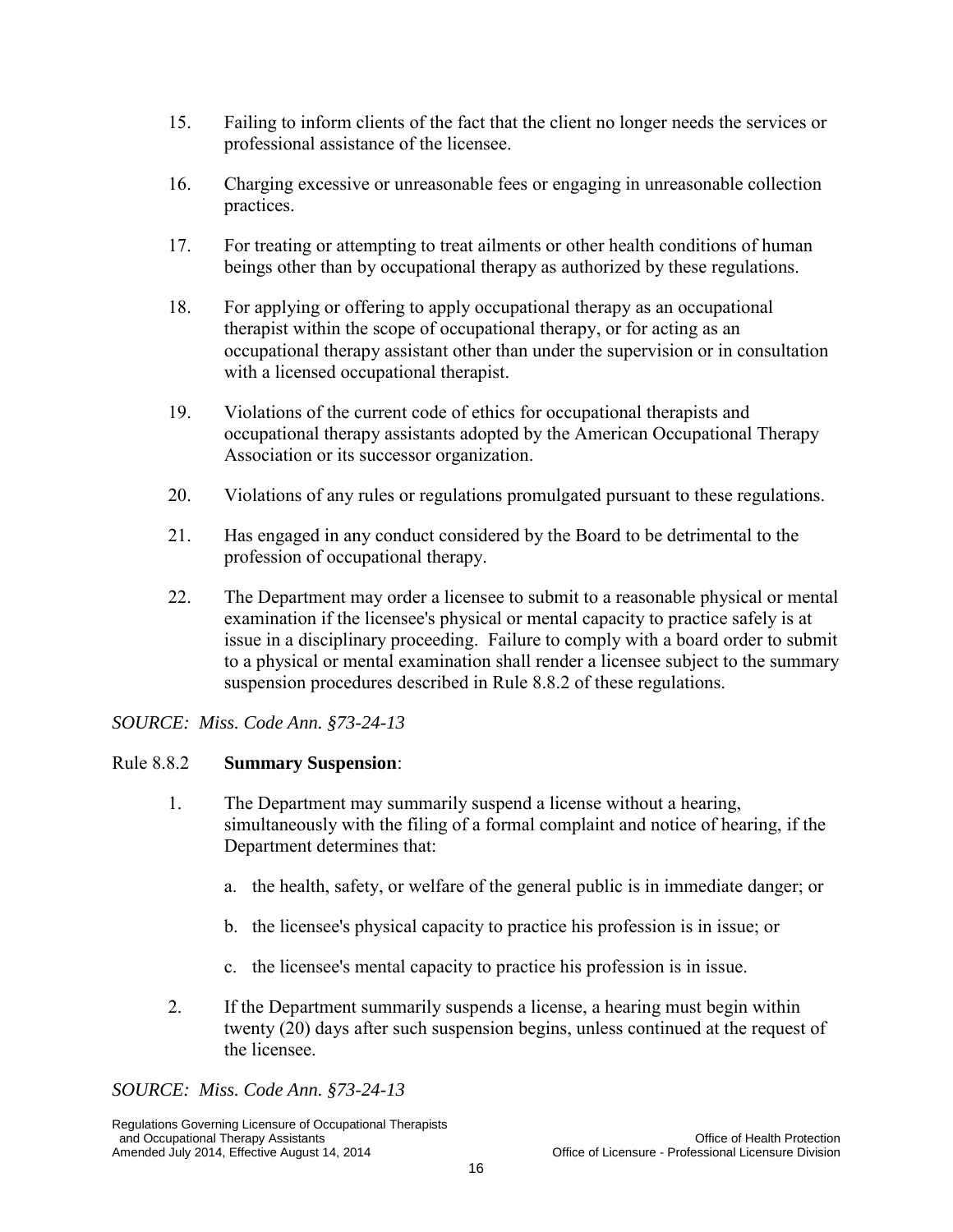15. Failing to inform clients of the fact that the client no longer needs the services or professional assistance of the licensee.

16. Charging excessive or unreasonable fees or engaging in unreasonable collection practices.

17. For treating or attempting to treat ailments or other health conditions of human beings other than by occupational therapy as authorized by these regulations.

18. For applying or offering to apply occupational therapy as an occupational therapist within the scope of occupational therapy, or for acting as an occupational therapy assistant other than under the supervision or in consultation with a licensed occupational therapist.

19. Violations of the current code of ethics for occupational therapists and occupational therapy assistants adopted by the American Occupational Therapy Association or its successor organization.

20. Violations of any rules or regulations promulgated pursuant to these regulations.

21. Has engaged in any conduct considered by the Board to be detrimental to the profession of occupational therapy.

22. The Department may order a licensee to submit to a reasonable physical or mental examination if the licensee's physical or mental capacity to practice safely is at issue in a disciplinary proceeding. Failure to comply with a board order to submit to a physical or mental examination shall render a licensee subject to the summary suspension procedures described in Rule 8.8.2 of these regulations.

*SOURCE: Miss. Code Ann. §73-24-13*

Rule 8.8.2 **Summary Suspension**:

1. The Department may summarily suspend a license without a hearing, simultaneously with the filing of a formal complaint and notice of hearing, if the Department determines that:

   a. the health, safety, or welfare of the general public is in immediate danger; or

   b. the licensee's physical capacity to practice his profession is in issue; or

   c. the licensee's mental capacity to practice his profession is in issue.

2. If the Department summarily suspends a license, a hearing must begin within twenty (20) days after such suspension begins, unless continued at the request of the licensee.

*SOURCE: Miss. Code Ann. §73-24-13*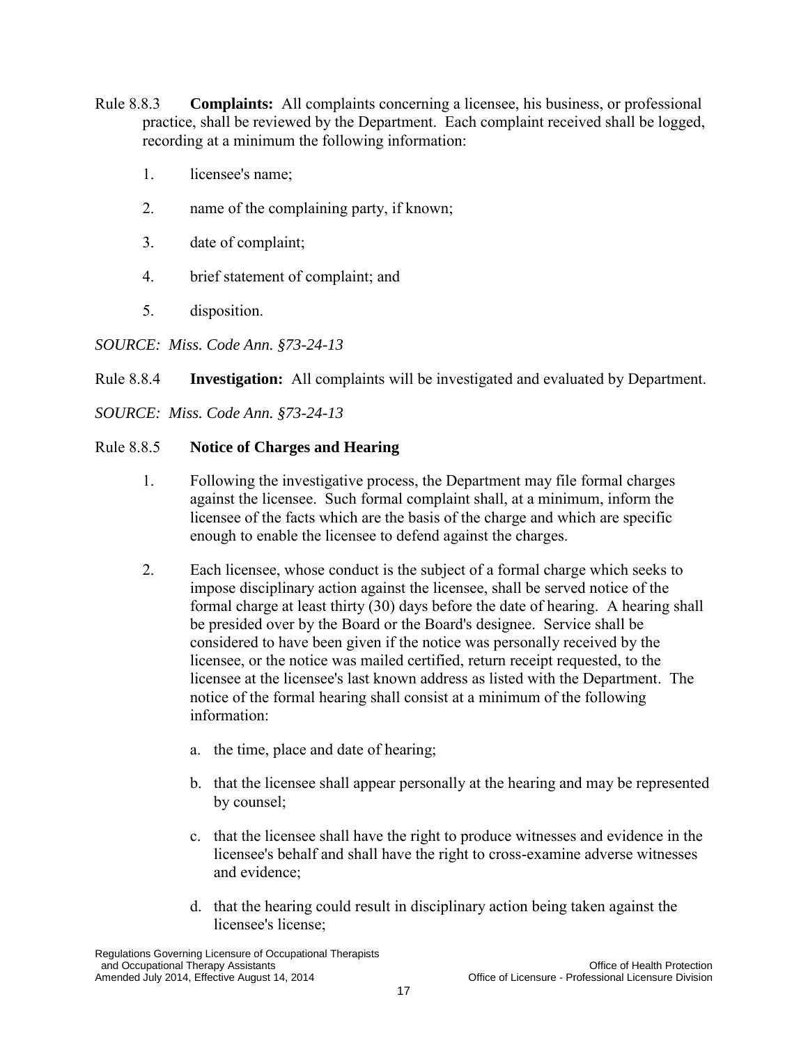Rule 8.8.3 **Complaints:** All complaints concerning a licensee, his business, or professional practice, shall be reviewed by the Department. Each complaint received shall be logged, recording at a minimum the following information:

1. licensee's name;
2. name of the complaining party, if known;
3. date of complaint;
4. brief statement of complaint; and
5. disposition.

*SOURCE: Miss. Code Ann. §73-24-13*

Rule 8.8.4 **Investigation:** All complaints will be investigated and evaluated by Department.

*SOURCE: Miss. Code Ann. §73-24-13*

Rule 8.8.5 **Notice of Charges and Hearing**

1. Following the investigative process, the Department may file formal charges against the licensee. Such formal complaint shall, at a minimum, inform the licensee of the facts which are the basis of the charge and which are specific enough to enable the licensee to defend against the charges.

2. Each licensee, whose conduct is the subject of a formal charge which seeks to impose disciplinary action against the licensee, shall be served notice of the formal charge at least thirty (30) days before the date of hearing. A hearing shall be presided over by the Board or the Board's designee. Service shall be considered to have been given if the notice was personally received by the licensee, or the notice was mailed certified, return receipt requested, to the licensee at the licensee's last known address as listed with the Department. The notice of the formal hearing shall consist at a minimum of the following information:

   a. the time, place and date of hearing;

   b. that the licensee shall appear personally at the hearing and may be represented by counsel;

   c. that the licensee shall have the right to produce witnesses and evidence in the licensee's behalf and shall have the right to cross-examine adverse witnesses and evidence;

   d. that the hearing could result in disciplinary action being taken against the licensee's license;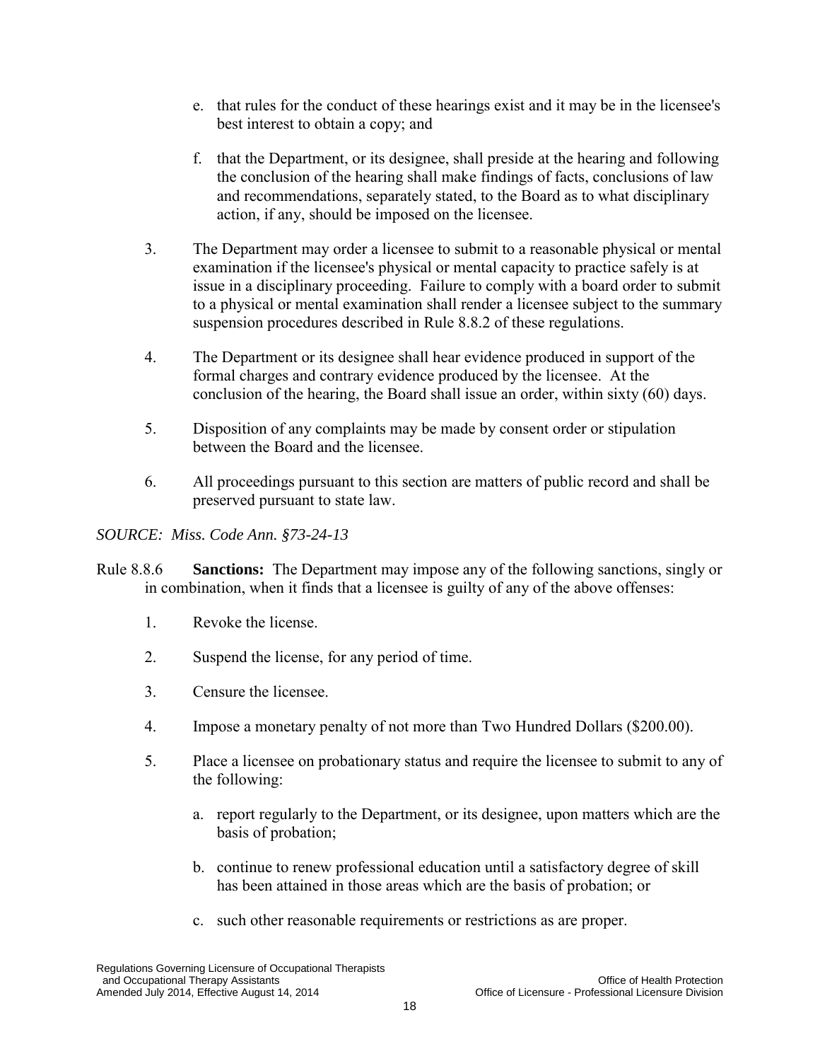e. that rules for the conduct of these hearings exist and it may be in the licensee's best interest to obtain a copy; and

f. that the Department, or its designee, shall preside at the hearing and following the conclusion of the hearing shall make findings of facts, conclusions of law and recommendations, separately stated, to the Board as to what disciplinary action, if any, should be imposed on the licensee.

3. The Department may order a licensee to submit to a reasonable physical or mental examination if the licensee's physical or mental capacity to practice safely is at issue in a disciplinary proceeding. Failure to comply with a board order to submit to a physical or mental examination shall render a licensee subject to the summary suspension procedures described in Rule 8.8.2 of these regulations.

4. The Department or its designee shall hear evidence produced in support of the formal charges and contrary evidence produced by the licensee. At the conclusion of the hearing, the Board shall issue an order, within sixty (60) days.

5. Disposition of any complaints may be made by consent order or stipulation between the Board and the licensee.

6. All proceedings pursuant to this section are matters of public record and shall be preserved pursuant to state law.

*SOURCE: Miss. Code Ann. §73-24-13*

Rule 8.8.6 **Sanctions:** The Department may impose any of the following sanctions, singly or in combination, when it finds that a licensee is guilty of any of the above offenses:

1. Revoke the license.

2. Suspend the license, for any period of time.

3. Censure the licensee.

4. Impose a monetary penalty of not more than Two Hundred Dollars ($200.00).

5. Place a licensee on probationary status and require the licensee to submit to any of the following:

   a. report regularly to the Department, or its designee, upon matters which are the basis of probation;

   b. continue to renew professional education until a satisfactory degree of skill has been attained in those areas which are the basis of probation; or

   c. such other reasonable requirements or restrictions as are proper.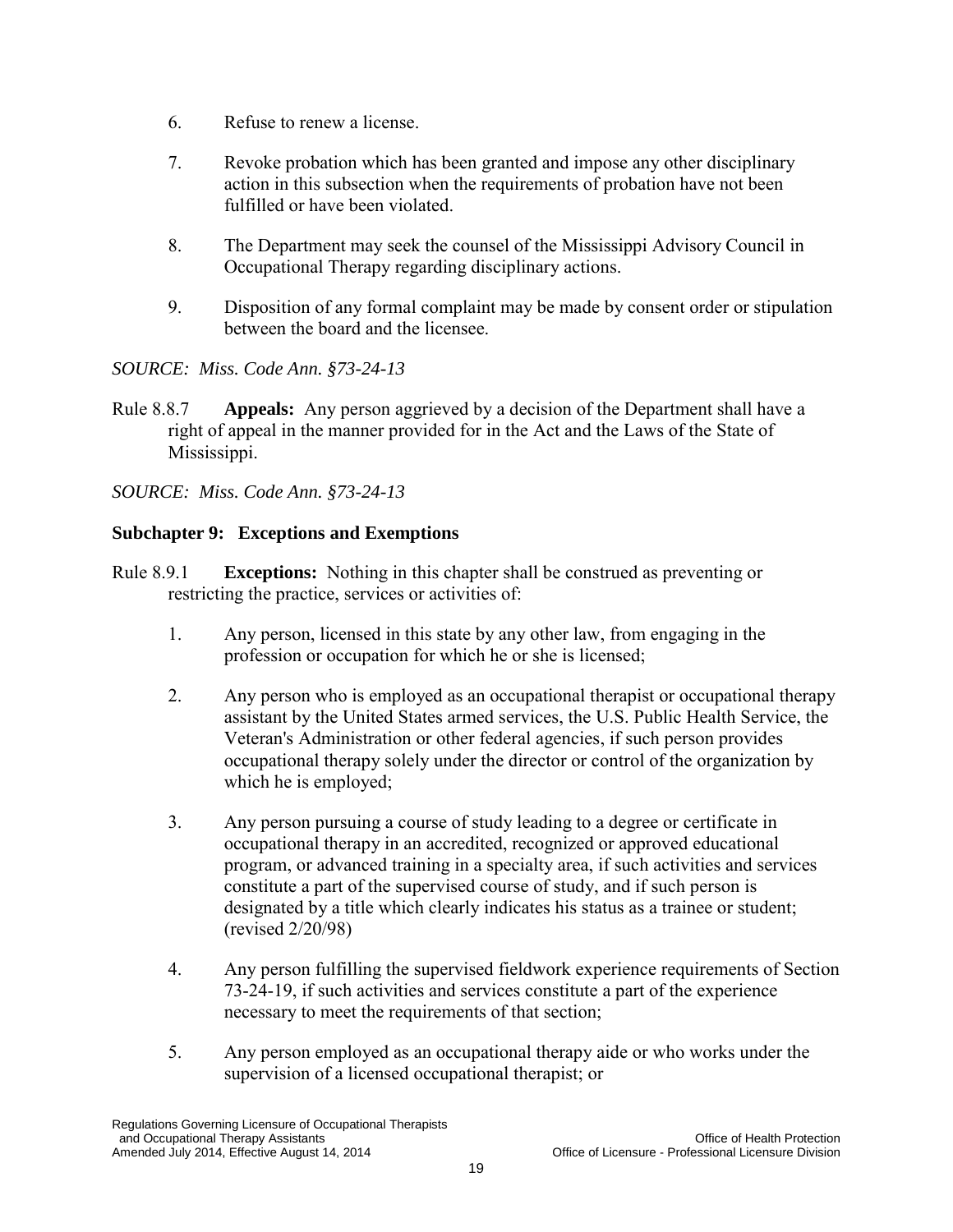6. Refuse to renew a license.

7. Revoke probation which has been granted and impose any other disciplinary action in this subsection when the requirements of probation have not been fulfilled or have been violated.

8. The Department may seek the counsel of the Mississippi Advisory Council in Occupational Therapy regarding disciplinary actions.

9. Disposition of any formal complaint may be made by consent order or stipulation between the board and the licensee.

*SOURCE: Miss. Code Ann. §73-24-13*

Rule 8.8.7 **Appeals:** Any person aggrieved by a decision of the Department shall have a right of appeal in the manner provided for in the Act and the Laws of the State of Mississippi.

*SOURCE: Miss. Code Ann. §73-24-13*

### Subchapter 9: Exceptions and Exemptions

Rule 8.9.1 **Exceptions:** Nothing in this chapter shall be construed as preventing or restricting the practice, services or activities of:

1. Any person, licensed in this state by any other law, from engaging in the profession or occupation for which he or she is licensed;

2. Any person who is employed as an occupational therapist or occupational therapy assistant by the United States armed services, the U.S. Public Health Service, the Veteran's Administration or other federal agencies, if such person provides occupational therapy solely under the director or control of the organization by which he is employed;

3. Any person pursuing a course of study leading to a degree or certificate in occupational therapy in an accredited, recognized or approved educational program, or advanced training in a specialty area, if such activities and services constitute a part of the supervised course of study, and if such person is designated by a title which clearly indicates his status as a trainee or student; (revised 2/20/98)

4. Any person fulfilling the supervised fieldwork experience requirements of Section 73-24-19, if such activities and services constitute a part of the experience necessary to meet the requirements of that section;

5. Any person employed as an occupational therapy aide or who works under the supervision of a licensed occupational therapist; or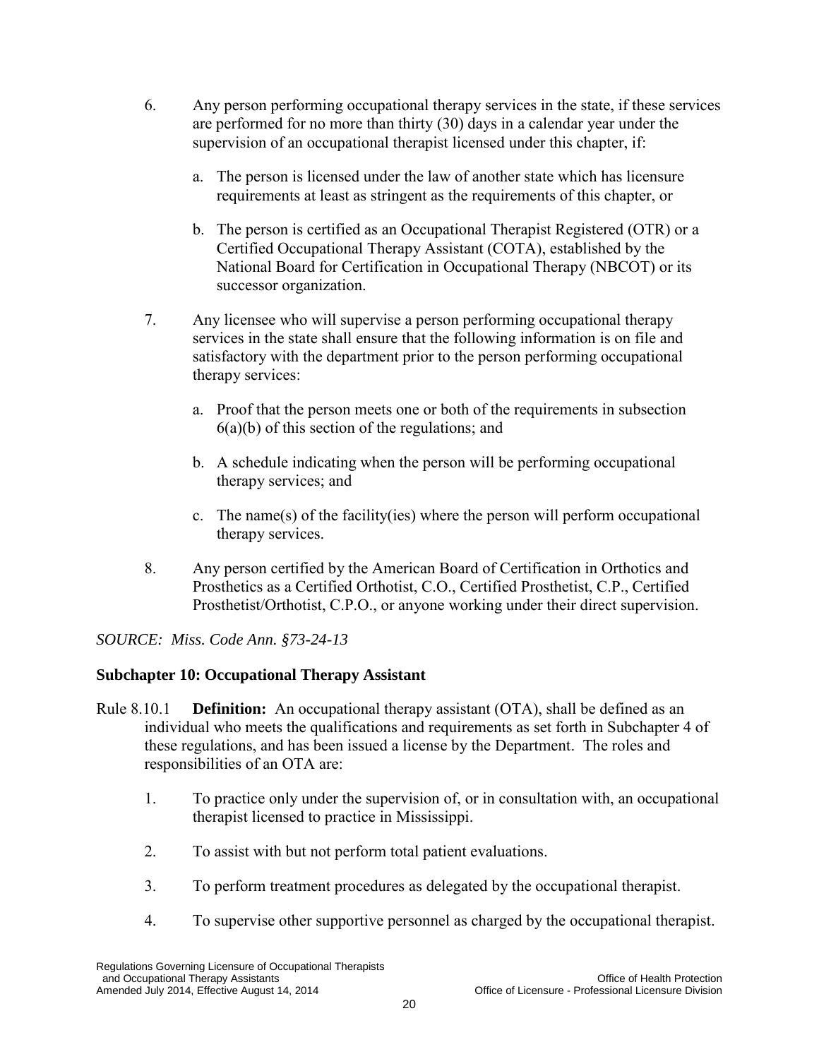6. Any person performing occupational therapy services in the state, if these services are performed for no more than thirty (30) days in a calendar year under the supervision of an occupational therapist licensed under this chapter, if:

   a. The person is licensed under the law of another state which has licensure requirements at least as stringent as the requirements of this chapter, or

   b. The person is certified as an Occupational Therapist Registered (OTR) or a Certified Occupational Therapy Assistant (COTA), established by the National Board for Certification in Occupational Therapy (NBCOT) or its successor organization.

7. Any licensee who will supervise a person performing occupational therapy services in the state shall ensure that the following information is on file and satisfactory with the department prior to the person performing occupational therapy services:

   a. Proof that the person meets one or both of the requirements in subsection 6(a)(b) of this section of the regulations; and

   b. A schedule indicating when the person will be performing occupational therapy services; and

   c. The name(s) of the facility(ies) where the person will perform occupational therapy services.

8. Any person certified by the American Board of Certification in Orthotics and Prosthetics as a Certified Orthotist, C.O., Certified Prosthetist, C.P., Certified Prosthetist/Orthotist, C.P.O., or anyone working under their direct supervision.

*SOURCE: Miss. Code Ann. §73-24-13*

### Subchapter 10: Occupational Therapy Assistant

Rule 8.10.1 **Definition:** An occupational therapy assistant (OTA), shall be defined as an individual who meets the qualifications and requirements as set forth in Subchapter 4 of these regulations, and has been issued a license by the Department. The roles and responsibilities of an OTA are:

1. To practice only under the supervision of, or in consultation with, an occupational therapist licensed to practice in Mississippi.

2. To assist with but not perform total patient evaluations.

3. To perform treatment procedures as delegated by the occupational therapist.

4. To supervise other supportive personnel as charged by the occupational therapist.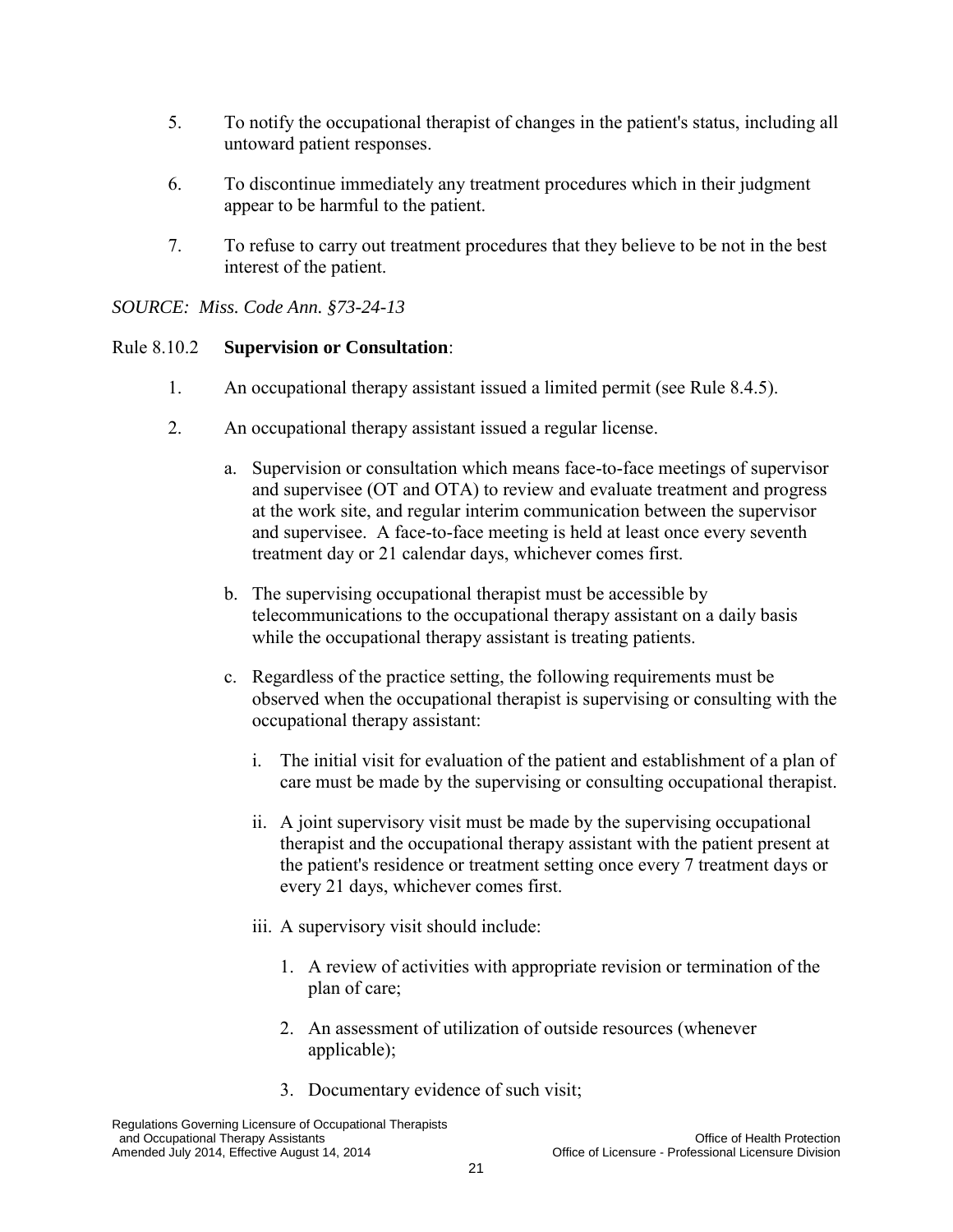5. To notify the occupational therapist of changes in the patient's status, including all untoward patient responses.

6. To discontinue immediately any treatment procedures which in their judgment appear to be harmful to the patient.

7. To refuse to carry out treatment procedures that they believe to be not in the best interest of the patient.

*SOURCE: Miss. Code Ann. §73-24-13*

Rule 8.10.2 **Supervision or Consultation**:

1. An occupational therapy assistant issued a limited permit (see Rule 8.4.5).

2. An occupational therapy assistant issued a regular license.

   a. Supervision or consultation which means face-to-face meetings of supervisor and supervisee (OT and OTA) to review and evaluate treatment and progress at the work site, and regular interim communication between the supervisor and supervisee. A face-to-face meeting is held at least once every seventh treatment day or 21 calendar days, whichever comes first.

   b. The supervising occupational therapist must be accessible by telecommunications to the occupational therapy assistant on a daily basis while the occupational therapy assistant is treating patients.

   c. Regardless of the practice setting, the following requirements must be observed when the occupational therapist is supervising or consulting with the occupational therapy assistant:

      i. The initial visit for evaluation of the patient and establishment of a plan of care must be made by the supervising or consulting occupational therapist.

      ii. A joint supervisory visit must be made by the supervising occupational therapist and the occupational therapy assistant with the patient present at the patient's residence or treatment setting once every 7 treatment days or every 21 days, whichever comes first.

      iii. A supervisory visit should include:

         1. A review of activities with appropriate revision or termination of the plan of care;

         2. An assessment of utilization of outside resources (whenever applicable);

         3. Documentary evidence of such visit;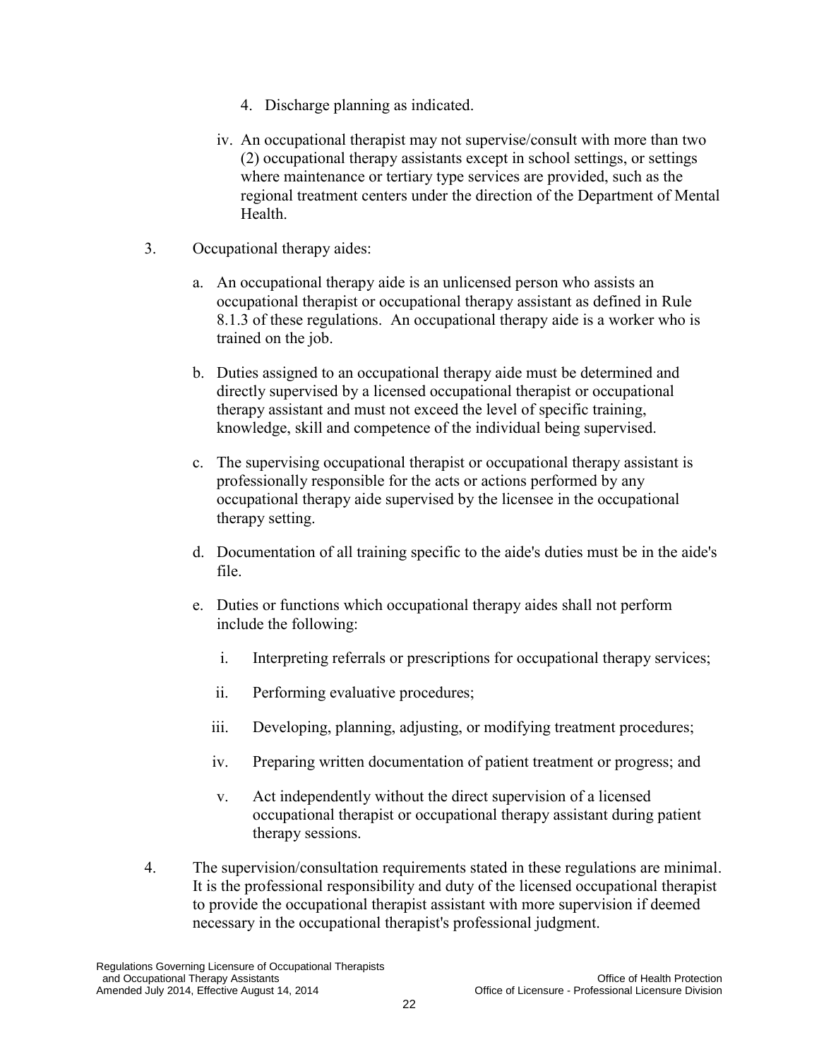4. Discharge planning as indicated.

iv. An occupational therapist may not supervise/consult with more than two (2) occupational therapy assistants except in school settings, or settings where maintenance or tertiary type services are provided, such as the regional treatment centers under the direction of the Department of Mental Health.

3. Occupational therapy aides:

   a. An occupational therapy aide is an unlicensed person who assists an occupational therapist or occupational therapy assistant as defined in Rule 8.1.3 of these regulations. An occupational therapy aide is a worker who is trained on the job.

   b. Duties assigned to an occupational therapy aide must be determined and directly supervised by a licensed occupational therapist or occupational therapy assistant and must not exceed the level of specific training, knowledge, skill and competence of the individual being supervised.

   c. The supervising occupational therapist or occupational therapy assistant is professionally responsible for the acts or actions performed by any occupational therapy aide supervised by the licensee in the occupational therapy setting.

   d. Documentation of all training specific to the aide's duties must be in the aide's file.

   e. Duties or functions which occupational therapy aides shall not perform include the following:

      i. Interpreting referrals or prescriptions for occupational therapy services;

      ii. Performing evaluative procedures;

      iii. Developing, planning, adjusting, or modifying treatment procedures;

      iv. Preparing written documentation of patient treatment or progress; and

      v. Act independently without the direct supervision of a licensed occupational therapist or occupational therapy assistant during patient therapy sessions.

4. The supervision/consultation requirements stated in these regulations are minimal. It is the professional responsibility and duty of the licensed occupational therapist to provide the occupational therapist assistant with more supervision if deemed necessary in the occupational therapist's professional judgment.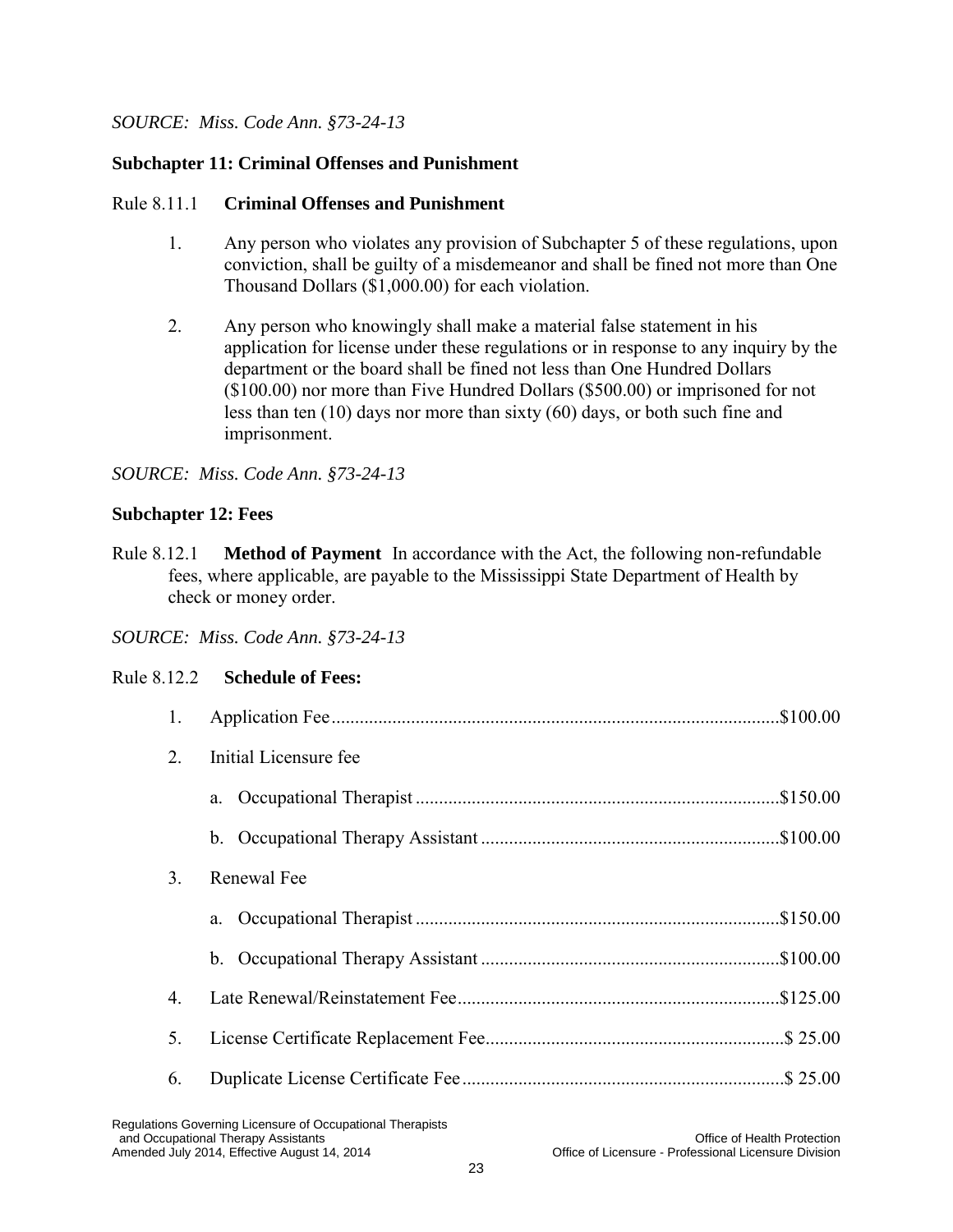*SOURCE: Miss. Code Ann. §73-24-13*

### Subchapter 11: Criminal Offenses and Punishment

Rule 8.11.1 **Criminal Offenses and Punishment**

1. Any person who violates any provision of Subchapter 5 of these regulations, upon conviction, shall be guilty of a misdemeanor and shall be fined not more than One Thousand Dollars ($1,000.00) for each violation.

2. Any person who knowingly shall make a material false statement in his application for license under these regulations or in response to any inquiry by the department or the board shall be fined not less than One Hundred Dollars ($100.00) nor more than Five Hundred Dollars ($500.00) or imprisoned for not less than ten (10) days nor more than sixty (60) days, or both such fine and imprisonment.

*SOURCE: Miss. Code Ann. §73-24-13*

### Subchapter 12: Fees

Rule 8.12.1 **Method of Payment** In accordance with the Act, the following non-refundable fees, where applicable, are payable to the Mississippi State Department of Health by check or money order.

*SOURCE: Miss. Code Ann. §73-24-13*

Rule 8.12.2 **Schedule of Fees:**

1. Application Fee............................................................$100.00
2. Initial Licensure fee
   a. Occupational Therapist............................................$150.00
   b. Occupational Therapy Assistant................................$100.00
3. Renewal Fee
   a. Occupational Therapist............................................$150.00
   b. Occupational Therapy Assistant................................$100.00
4. Late Renewal/Reinstatement Fee.....................................$125.00
5. License Certificate Replacement Fee................................$ 25.00
6. Duplicate License Certificate Fee.....................................$ 25.00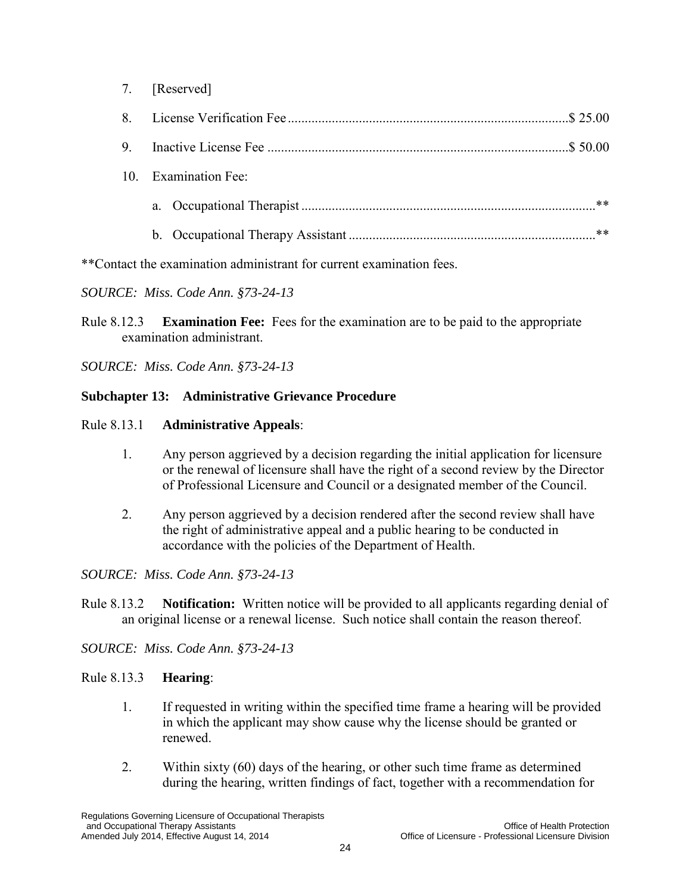7. [Reserved]

8. License Verification Fee ................................................................................$ 25.00

9. Inactive License Fee .......................................................................................$ 50.00

10. Examination Fee:

    a. Occupational Therapist .....................................................................................**

    b. Occupational Therapy Assistant ......................................................................**

**Contact the examination administrant for current examination fees.

*SOURCE: Miss. Code Ann. §73-24-13*

Rule 8.12.3 **Examination Fee:** Fees for the examination are to be paid to the appropriate examination administrant.

*SOURCE: Miss. Code Ann. §73-24-13*

### Subchapter 13: Administrative Grievance Procedure

Rule 8.13.1 **Administrative Appeals**:

1. Any person aggrieved by a decision regarding the initial application for licensure or the renewal of licensure shall have the right of a second review by the Director of Professional Licensure and Council or a designated member of the Council.

2. Any person aggrieved by a decision rendered after the second review shall have the right of administrative appeal and a public hearing to be conducted in accordance with the policies of the Department of Health.

*SOURCE: Miss. Code Ann. §73-24-13*

Rule 8.13.2 **Notification:** Written notice will be provided to all applicants regarding denial of an original license or a renewal license. Such notice shall contain the reason thereof.

*SOURCE: Miss. Code Ann. §73-24-13*

Rule 8.13.3 **Hearing**:

1. If requested in writing within the specified time frame a hearing will be provided in which the applicant may show cause why the license should be granted or renewed.

2. Within sixty (60) days of the hearing, or other such time frame as determined during the hearing, written findings of fact, together with a recommendation for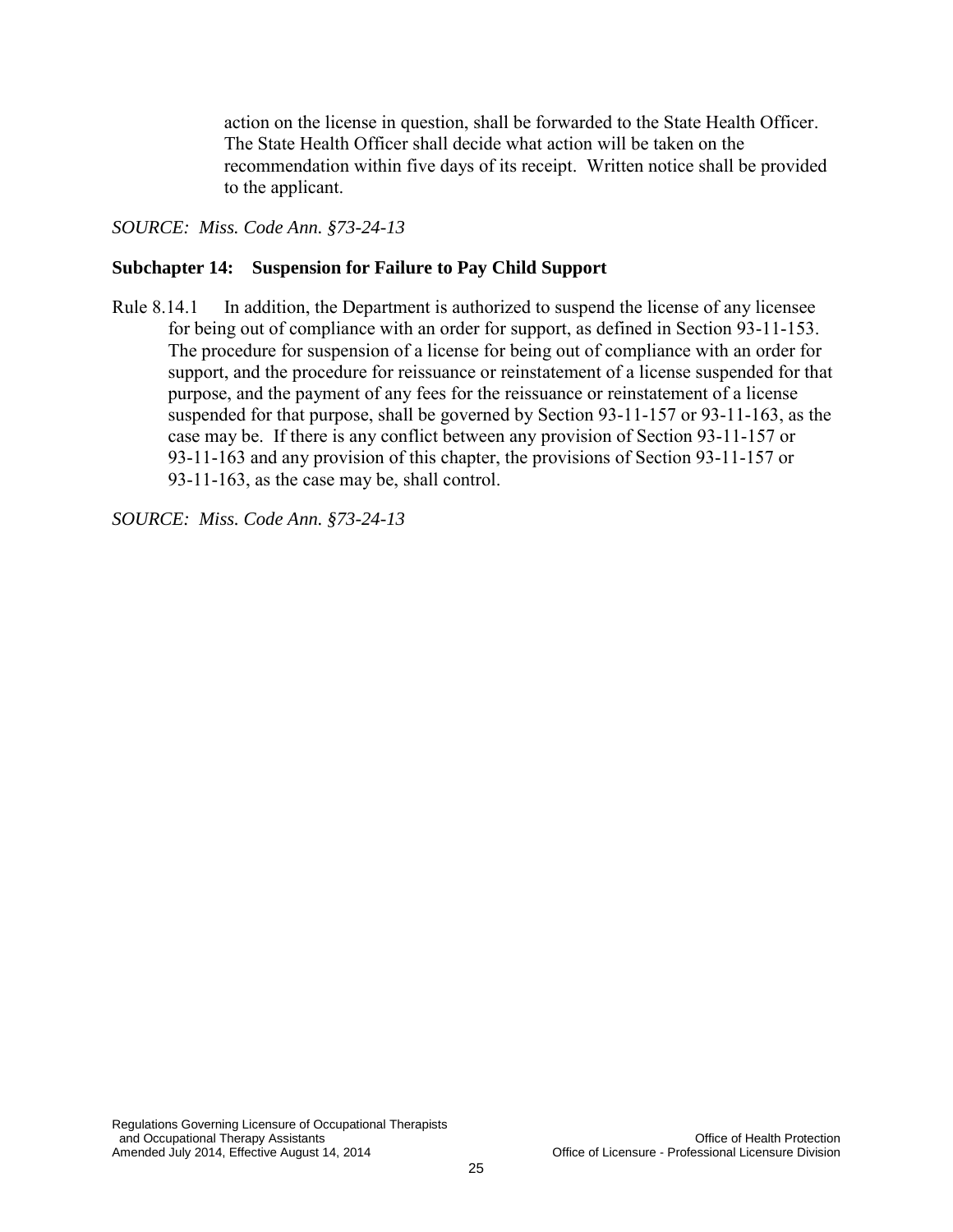action on the license in question, shall be forwarded to the State Health Officer. The State Health Officer shall decide what action will be taken on the recommendation within five days of its receipt. Written notice shall be provided to the applicant.

*SOURCE: Miss. Code Ann. §73-24-13*

### Subchapter 14: Suspension for Failure to Pay Child Support

Rule 8.14.1 In addition, the Department is authorized to suspend the license of any licensee for being out of compliance with an order for support, as defined in Section 93-11-153. The procedure for suspension of a license for being out of compliance with an order for support, and the procedure for reissuance or reinstatement of a license suspended for that purpose, and the payment of any fees for the reissuance or reinstatement of a license suspended for that purpose, shall be governed by Section 93-11-157 or 93-11-163, as the case may be. If there is any conflict between any provision of Section 93-11-157 or 93-11-163 and any provision of this chapter, the provisions of Section 93-11-157 or 93-11-163, as the case may be, shall control.

*SOURCE: Miss. Code Ann. §73-24-13*